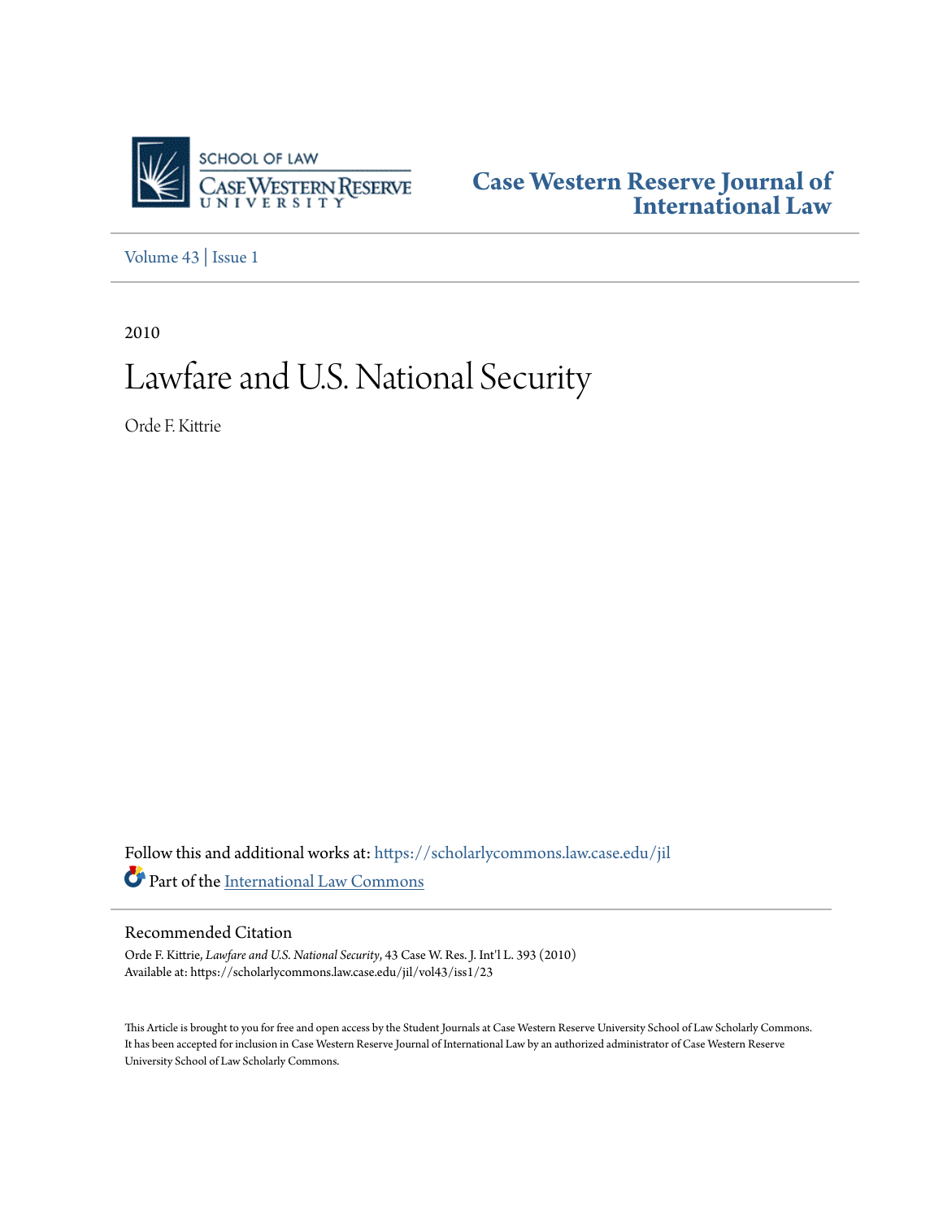Case Western Reserve Journal of International Law

Volume 43 | Issue 1

2010

# Lawfare and U.S. National Security

Orde F. Kittrie

Follow this and additional works at: https://scholarlycommons.law.case.edu/jil

Part of the International Law Commons

## Recommended Citation

Orde F. Kittrie, *Lawfare and U.S. National Security*, 43 Case W. Res. J. Int'l L. 393 (2010)
Available at: https://scholarlycommons.law.case.edu/jil/vol43/iss1/23

This Article is brought to you for free and open access by the Student Journals at Case Western Reserve University School of Law Scholarly Commons. It has been accepted for inclusion in Case Western Reserve Journal of International Law by an authorized administrator of Case Western Reserve University School of Law Scholarly Commons.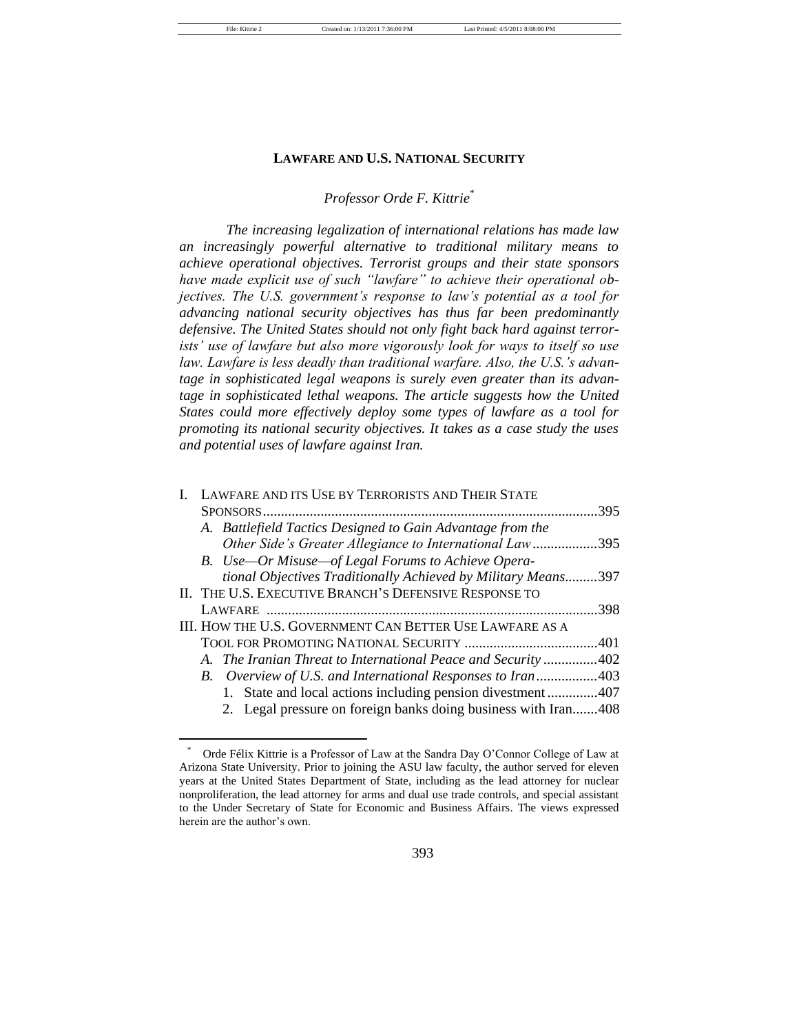# LAWFARE AND U.S. NATIONAL SECURITY

*Professor Orde F. Kittrie*[*]

*The increasing legalization of international relations has made law an increasingly powerful alternative to traditional military means to achieve operational objectives. Terrorist groups and their state sponsors have made explicit use of such "lawfare" to achieve their operational objectives. The U.S. government's response to law's potential as a tool for advancing national security objectives has thus far been predominantly defensive. The United States should not only fight back hard against terrorists' use of lawfare but also more vigorously look for ways to itself so use law. Lawfare is less deadly than traditional warfare. Also, the U.S.'s advantage in sophisticated legal weapons is surely even greater than its advantage in sophisticated lethal weapons. The article suggests how the United States could more effectively deploy some types of lawfare as a tool for promoting its national security objectives. It takes as a case study the uses and potential uses of lawfare against Iran.*

I. LAWFARE AND ITS USE BY TERRORISTS AND THEIR STATE SPONSORS ............ 395
   A. *Battlefield Tactics Designed to Gain Advantage from the Other Side's Greater Allegiance to International Law* ............ 395
   B. *Use—Or Misuse—of Legal Forums to Achieve Operational Objectives Traditionally Achieved by Military Means* ......... 397
II. THE U.S. EXECUTIVE BRANCH'S DEFENSIVE RESPONSE TO LAWFARE ............ 398
III. HOW THE U.S. GOVERNMENT CAN BETTER USE LAWFARE AS A TOOL FOR PROMOTING NATIONAL SECURITY ............ 401
   A. *The Iranian Threat to International Peace and Security* ............ 402
   B. *Overview of U.S. and International Responses to Iran* ............ 403
      1. State and local actions including pension divestment ............ 407
      2. Legal pressure on foreign banks doing business with Iran ....... 408

[*] Orde Félix Kittrie is a Professor of Law at the Sandra Day O'Connor College of Law at Arizona State University. Prior to joining the ASU law faculty, the author served for eleven years at the United States Department of State, including as the lead attorney for nuclear nonproliferation, the lead attorney for arms and dual use trade controls, and special assistant to the Under Secretary of State for Economic and Business Affairs. The views expressed herein are the author's own.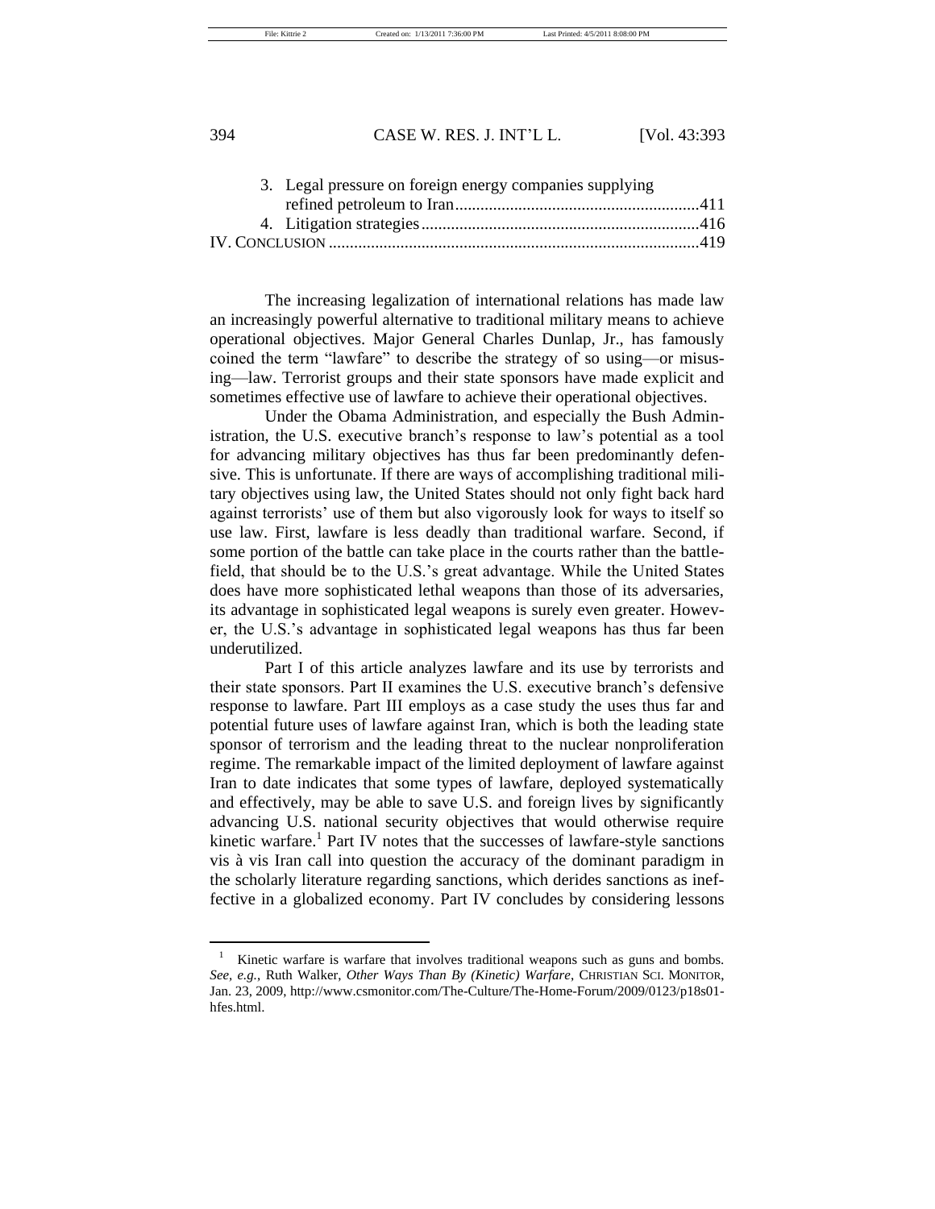3. Legal pressure on foreign energy companies supplying refined petroleum to Iran ..........411
4. Litigation strategies ..........416

IV. CONCLUSION ..........419

The increasing legalization of international relations has made law an increasingly powerful alternative to traditional military means to achieve operational objectives. Major General Charles Dunlap, Jr., has famously coined the term "lawfare" to describe the strategy of so using—or misusing—law. Terrorist groups and their state sponsors have made explicit and sometimes effective use of lawfare to achieve their operational objectives.

Under the Obama Administration, and especially the Bush Administration, the U.S. executive branch's response to law's potential as a tool for advancing military objectives has thus far been predominantly defensive. This is unfortunate. If there are ways of accomplishing traditional military objectives using law, the United States should not only fight back hard against terrorists' use of them but also vigorously look for ways to itself so use law. First, lawfare is less deadly than traditional warfare. Second, if some portion of the battle can take place in the courts rather than the battlefield, that should be to the U.S.'s great advantage. While the United States does have more sophisticated lethal weapons than those of its adversaries, its advantage in sophisticated legal weapons is surely even greater. However, the U.S.'s advantage in sophisticated legal weapons has thus far been underutilized.

Part I of this article analyzes lawfare and its use by terrorists and their state sponsors. Part II examines the U.S. executive branch's defensive response to lawfare. Part III employs as a case study the uses thus far and potential future uses of lawfare against Iran, which is both the leading state sponsor of terrorism and the leading threat to the nuclear nonproliferation regime. The remarkable impact of the limited deployment of lawfare against Iran to date indicates that some types of lawfare, deployed systematically and effectively, may be able to save U.S. and foreign lives by significantly advancing U.S. national security objectives that would otherwise require kinetic warfare.[1] Part IV notes that the successes of lawfare-style sanctions vis à vis Iran call into question the accuracy of the dominant paradigm in the scholarly literature regarding sanctions, which derides sanctions as ineffective in a globalized economy. Part IV concludes by considering lessons

---

[1] Kinetic warfare is warfare that involves traditional weapons such as guns and bombs. *See, e.g.*, Ruth Walker, *Other Ways Than By (Kinetic) Warfare*, CHRISTIAN SCI. MONITOR, Jan. 23, 2009, http://www.csmonitor.com/The-Culture/The-Home-Forum/2009/0123/p18s01-hfes.html.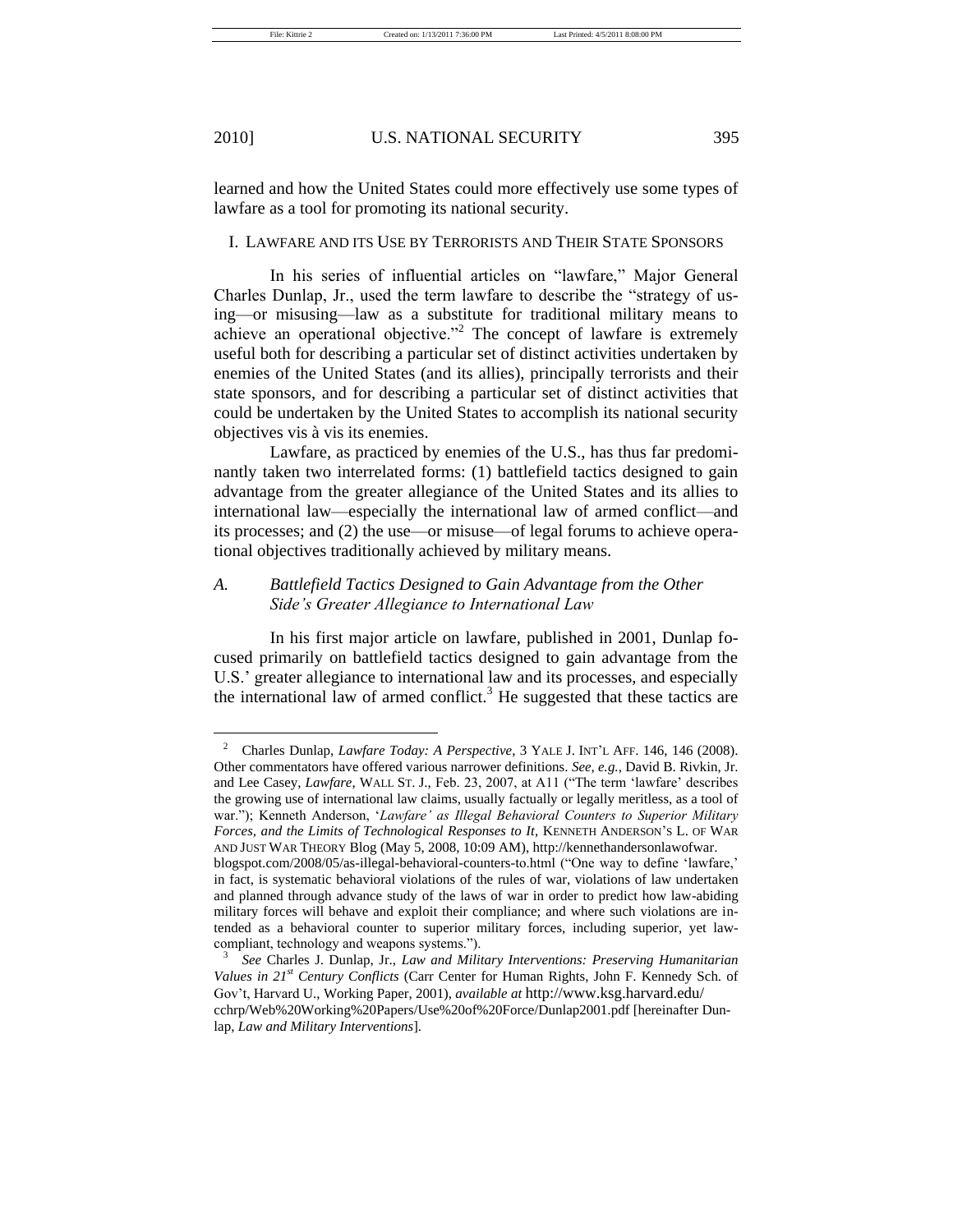learned and how the United States could more effectively use some types of lawfare as a tool for promoting its national security.

## I. Lawfare and its Use by Terrorists and Their State Sponsors

In his series of influential articles on "lawfare," Major General Charles Dunlap, Jr., used the term lawfare to describe the "strategy of using—or misusing—law as a substitute for traditional military means to achieve an operational objective."[2] The concept of lawfare is extremely useful both for describing a particular set of distinct activities undertaken by enemies of the United States (and its allies), principally terrorists and their state sponsors, and for describing a particular set of distinct activities that could be undertaken by the United States to accomplish its national security objectives vis à vis its enemies.

Lawfare, as practiced by enemies of the U.S., has thus far predominantly taken two interrelated forms: (1) battlefield tactics designed to gain advantage from the greater allegiance of the United States and its allies to international law—especially the international law of armed conflict—and its processes; and (2) the use—or misuse—of legal forums to achieve operational objectives traditionally achieved by military means.

### A. *Battlefield Tactics Designed to Gain Advantage from the Other Side's Greater Allegiance to International Law*

In his first major article on lawfare, published in 2001, Dunlap focused primarily on battlefield tactics designed to gain advantage from the U.S.' greater allegiance to international law and its processes, and especially the international law of armed conflict.[3] He suggested that these tactics are

---

[2] Charles Dunlap, *Lawfare Today: A Perspective*, 3 YALE J. INT'L AFF. 146, 146 (2008). Other commentators have offered various narrower definitions. *See, e.g.*, David B. Rivkin, Jr. and Lee Casey, *Lawfare*, WALL ST. J., Feb. 23, 2007, at A11 ("The term 'lawfare' describes the growing use of international law claims, usually factually or legally meritless, as a tool of war."); Kenneth Anderson, '*Lawfare' as Illegal Behavioral Counters to Superior Military Forces, and the Limits of Technological Responses to It*, KENNETH ANDERSON'S L. OF WAR AND JUST WAR THEORY Blog (May 5, 2008, 10:09 AM), http://kennethandersonlawofwar.blogspot.com/2008/05/as-illegal-behavioral-counters-to.html ("One way to define 'lawfare,' in fact, is systematic behavioral violations of the rules of war, violations of law undertaken and planned through advance study of the laws of war in order to predict how law-abiding military forces will behave and exploit their compliance; and where such violations are intended as a behavioral counter to superior military forces, including superior, yet law-compliant, technology and weapons systems.").

[3] *See* Charles J. Dunlap, Jr., *Law and Military Interventions: Preserving Humanitarian Values in 21st Century Conflicts* (Carr Center for Human Rights, John F. Kennedy Sch. of Gov't, Harvard U., Working Paper, 2001), *available at* http://www.ksg.harvard.edu/cchrp/Web%20Working%20Papers/Use%20of%20Force/Dunlap2001.pdf [hereinafter Dunlap, *Law and Military Interventions*].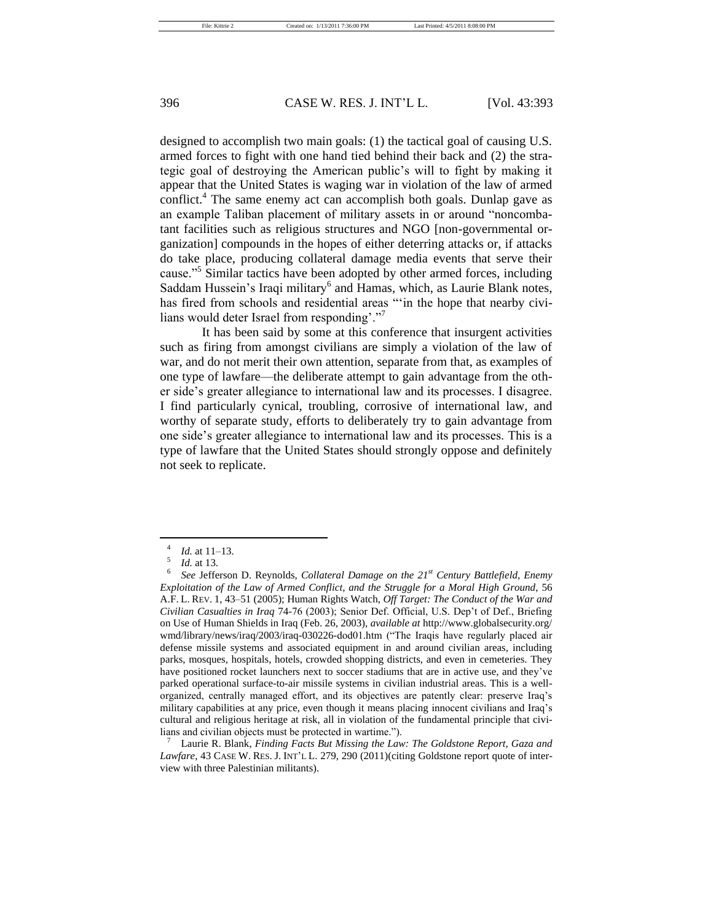designed to accomplish two main goals: (1) the tactical goal of causing U.S. armed forces to fight with one hand tied behind their back and (2) the strategic goal of destroying the American public's will to fight by making it appear that the United States is waging war in violation of the law of armed conflict.[4] The same enemy act can accomplish both goals. Dunlap gave as an example Taliban placement of military assets in or around "noncombatant facilities such as religious structures and NGO [non-governmental organization] compounds in the hopes of either deterring attacks or, if attacks do take place, producing collateral damage media events that serve their cause."[5] Similar tactics have been adopted by other armed forces, including Saddam Hussein's Iraqi military[6] and Hamas, which, as Laurie Blank notes, has fired from schools and residential areas "'in the hope that nearby civilians would deter Israel from responding'."[7]

It has been said by some at this conference that insurgent activities such as firing from amongst civilians are simply a violation of the law of war, and do not merit their own attention, separate from that, as examples of one type of lawfare—the deliberate attempt to gain advantage from the other side's greater allegiance to international law and its processes. I disagree. I find particularly cynical, troubling, corrosive of international law, and worthy of separate study, efforts to deliberately try to gain advantage from one side's greater allegiance to international law and its processes. This is a type of lawfare that the United States should strongly oppose and definitely not seek to replicate.

---

[4] *Id.* at 11–13.

[5] *Id.* at 13.

[6] *See* Jefferson D. Reynolds, *Collateral Damage on the 21st Century Battlefield, Enemy Exploitation of the Law of Armed Conflict, and the Struggle for a Moral High Ground*, 56 A.F. L. REV. 1, 43–51 (2005); Human Rights Watch, *Off Target: The Conduct of the War and Civilian Casualties in Iraq* 74-76 (2003); Senior Def. Official, U.S. Dep't of Def., Briefing on Use of Human Shields in Iraq (Feb. 26, 2003), *available at* http://www.globalsecurity.org/wmd/library/news/iraq/2003/iraq-030226-dod01.htm ("The Iraqis have regularly placed air defense missile systems and associated equipment in and around civilian areas, including parks, mosques, hospitals, hotels, crowded shopping districts, and even in cemeteries. They have positioned rocket launchers next to soccer stadiums that are in active use, and they've parked operational surface-to-air missile systems in civilian industrial areas. This is a well-organized, centrally managed effort, and its objectives are patently clear: preserve Iraq's military capabilities at any price, even though it means placing innocent civilians and Iraq's cultural and religious heritage at risk, all in violation of the fundamental principle that civilians and civilian objects must be protected in wartime.").

[7] Laurie R. Blank, *Finding Facts But Missing the Law: The Goldstone Report, Gaza and Lawfare*, 43 CASE W. RES. J. INT'L L. 279, 290 (2011)(citing Goldstone report quote of interview with three Palestinian militants).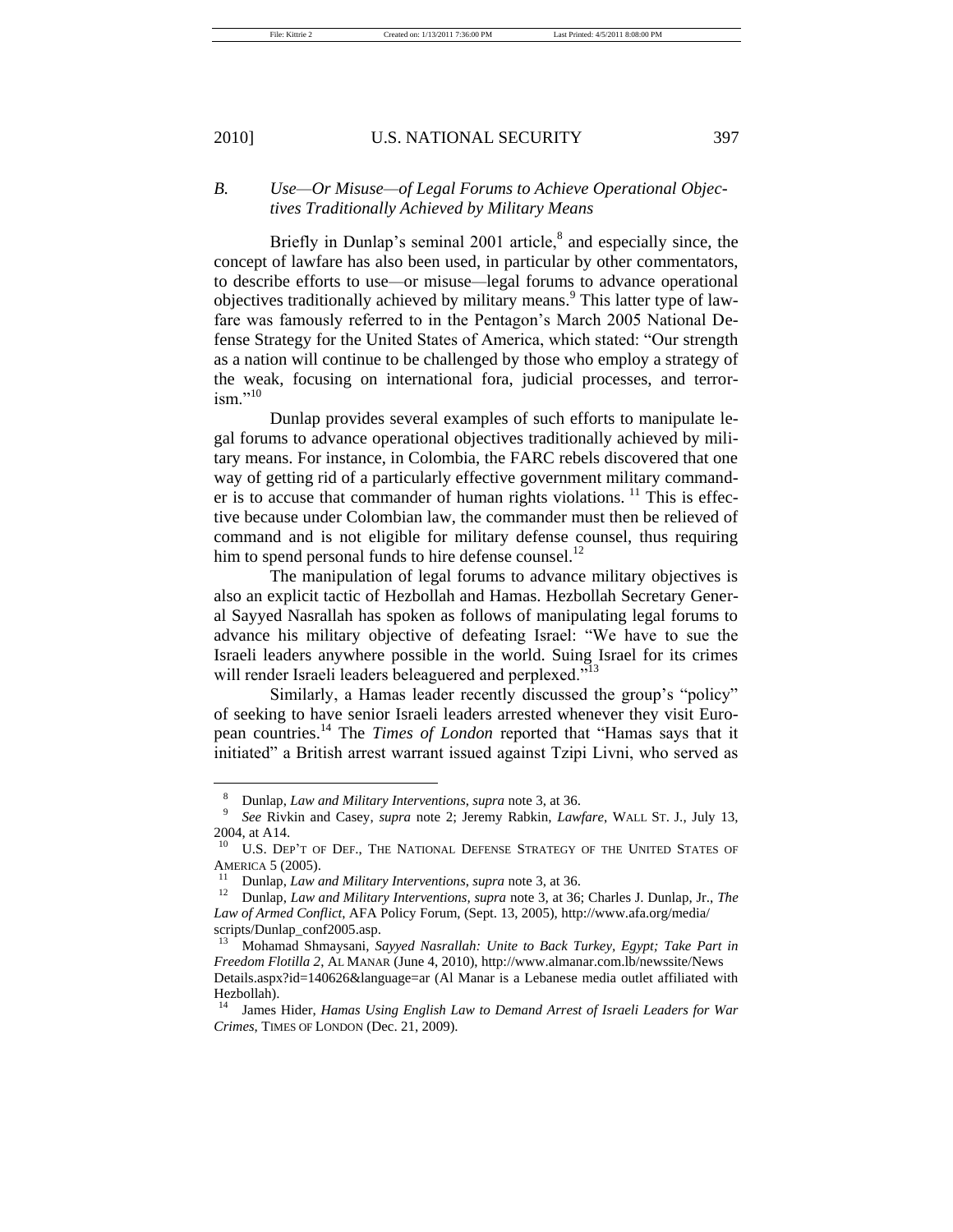### B. *Use—Or Misuse—of Legal Forums to Achieve Operational Objectives Traditionally Achieved by Military Means*

Briefly in Dunlap's seminal 2001 article,[8] and especially since, the concept of lawfare has also been used, in particular by other commentators, to describe efforts to use—or misuse—legal forums to advance operational objectives traditionally achieved by military means.[9] This latter type of lawfare was famously referred to in the Pentagon's March 2005 National Defense Strategy for the United States of America, which stated: "Our strength as a nation will continue to be challenged by those who employ a strategy of the weak, focusing on international fora, judicial processes, and terrorism."[10]

Dunlap provides several examples of such efforts to manipulate legal forums to advance operational objectives traditionally achieved by military means. For instance, in Colombia, the FARC rebels discovered that one way of getting rid of a particularly effective government military commander is to accuse that commander of human rights violations. [11] This is effective because under Colombian law, the commander must then be relieved of command and is not eligible for military defense counsel, thus requiring him to spend personal funds to hire defense counsel.[12]

The manipulation of legal forums to advance military objectives is also an explicit tactic of Hezbollah and Hamas. Hezbollah Secretary General Sayyed Nasrallah has spoken as follows of manipulating legal forums to advance his military objective of defeating Israel: "We have to sue the Israeli leaders anywhere possible in the world. Suing Israel for its crimes will render Israeli leaders beleaguered and perplexed."[13]

Similarly, a Hamas leader recently discussed the group's "policy" of seeking to have senior Israeli leaders arrested whenever they visit European countries.[14] The *Times of London* reported that "Hamas says that it initiated" a British arrest warrant issued against Tzipi Livni, who served as

---

[8] Dunlap, *Law and Military Interventions*, *supra* note 3, at 36.

[9] *See* Rivkin and Casey, *supra* note 2; Jeremy Rabkin, *Lawfare*, WALL ST. J., July 13, 2004, at A14.

[10] U.S. DEP'T OF DEF., THE NATIONAL DEFENSE STRATEGY OF THE UNITED STATES OF AMERICA 5 (2005).

[11] Dunlap, *Law and Military Interventions*, *supra* note 3, at 36.

[12] Dunlap, *Law and Military Interventions, supra* note 3, at 36; Charles J. Dunlap, Jr., *The Law of Armed Conflict*, AFA Policy Forum, (Sept. 13, 2005), http://www.afa.org/media/scripts/Dunlap_conf2005.asp.

[13] Mohamad Shmaysani, *Sayyed Nasrallah: Unite to Back Turkey, Egypt; Take Part in Freedom Flotilla 2*, AL MANAR (June 4, 2010), http://www.almanar.com.lb/newssite/NewsDetails.aspx?id=140626&language=ar (Al Manar is a Lebanese media outlet affiliated with Hezbollah).

[14] James Hider, *Hamas Using English Law to Demand Arrest of Israeli Leaders for War Crimes*, TIMES OF LONDON (Dec. 21, 2009).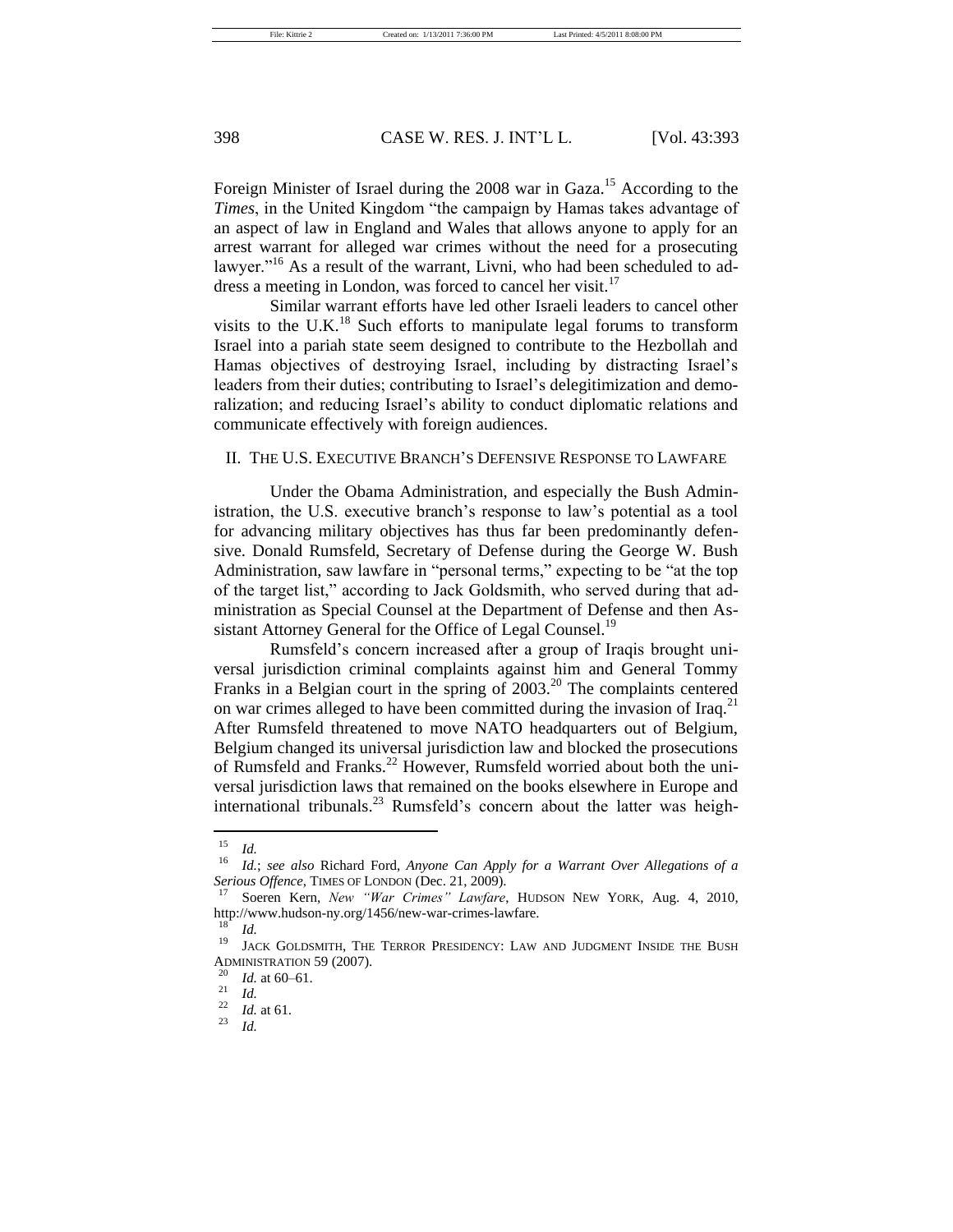Foreign Minister of Israel during the 2008 war in Gaza.[15] According to the *Times*, in the United Kingdom "the campaign by Hamas takes advantage of an aspect of law in England and Wales that allows anyone to apply for an arrest warrant for alleged war crimes without the need for a prosecuting lawyer."[16] As a result of the warrant, Livni, who had been scheduled to address a meeting in London, was forced to cancel her visit.[17]

Similar warrant efforts have led other Israeli leaders to cancel other visits to the U.K.[18] Such efforts to manipulate legal forums to transform Israel into a pariah state seem designed to contribute to the Hezbollah and Hamas objectives of destroying Israel, including by distracting Israel's leaders from their duties; contributing to Israel's delegitimization and demoralization; and reducing Israel's ability to conduct diplomatic relations and communicate effectively with foreign audiences.

## II. THE U.S. EXECUTIVE BRANCH'S DEFENSIVE RESPONSE TO LAWFARE

Under the Obama Administration, and especially the Bush Administration, the U.S. executive branch's response to law's potential as a tool for advancing military objectives has thus far been predominantly defensive. Donald Rumsfeld, Secretary of Defense during the George W. Bush Administration, saw lawfare in "personal terms," expecting to be "at the top of the target list," according to Jack Goldsmith, who served during that administration as Special Counsel at the Department of Defense and then Assistant Attorney General for the Office of Legal Counsel.[19]

Rumsfeld's concern increased after a group of Iraqis brought universal jurisdiction criminal complaints against him and General Tommy Franks in a Belgian court in the spring of 2003.[20] The complaints centered on war crimes alleged to have been committed during the invasion of Iraq.[21] After Rumsfeld threatened to move NATO headquarters out of Belgium, Belgium changed its universal jurisdiction law and blocked the prosecutions of Rumsfeld and Franks.[22] However, Rumsfeld worried about both the universal jurisdiction laws that remained on the books elsewhere in Europe and international tribunals.[23] Rumsfeld's concern about the latter was heigh-

---

[15] *Id.*

[16] *Id.*; *see also* Richard Ford, *Anyone Can Apply for a Warrant Over Allegations of a Serious Offence*, TIMES OF LONDON (Dec. 21, 2009).

[17] Soeren Kern, *New "War Crimes" Lawfare*, HUDSON NEW YORK, Aug. 4, 2010, http://www.hudson-ny.org/1456/new-war-crimes-lawfare.

[18] *Id.*

[19] JACK GOLDSMITH, THE TERROR PRESIDENCY: LAW AND JUDGMENT INSIDE THE BUSH ADMINISTRATION 59 (2007).

[20] *Id.* at 60–61.

[21] *Id.*

[22] *Id.* at 61.

[23] *Id.*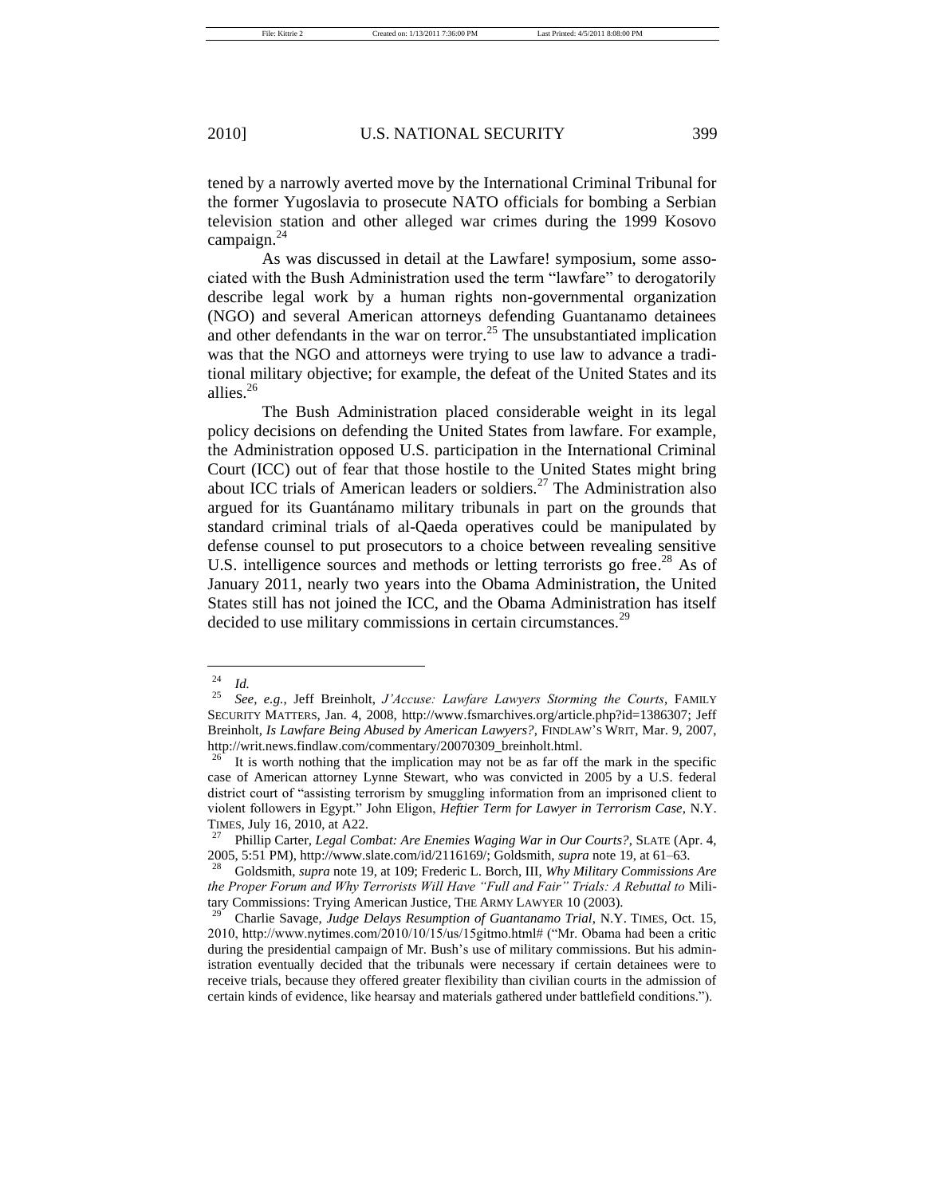tened by a narrowly averted move by the International Criminal Tribunal for the former Yugoslavia to prosecute NATO officials for bombing a Serbian television station and other alleged war crimes during the 1999 Kosovo campaign.[24]

As was discussed in detail at the Lawfare! symposium, some associated with the Bush Administration used the term "lawfare" to derogatorily describe legal work by a human rights non-governmental organization (NGO) and several American attorneys defending Guantanamo detainees and other defendants in the war on terror.[25] The unsubstantiated implication was that the NGO and attorneys were trying to use law to advance a traditional military objective; for example, the defeat of the United States and its allies.[26]

The Bush Administration placed considerable weight in its legal policy decisions on defending the United States from lawfare. For example, the Administration opposed U.S. participation in the International Criminal Court (ICC) out of fear that those hostile to the United States might bring about ICC trials of American leaders or soldiers.[27] The Administration also argued for its Guantánamo military tribunals in part on the grounds that standard criminal trials of al-Qaeda operatives could be manipulated by defense counsel to put prosecutors to a choice between revealing sensitive U.S. intelligence sources and methods or letting terrorists go free.[28] As of January 2011, nearly two years into the Obama Administration, the United States still has not joined the ICC, and the Obama Administration has itself decided to use military commissions in certain circumstances.[29]

---

[24] *Id.*

[25] *See, e.g.*, Jeff Breinholt, *J'Accuse: Lawfare Lawyers Storming the Courts*, FAMILY SECURITY MATTERS, Jan. 4, 2008, http://www.fsmarchives.org/article.php?id=1386307; Jeff Breinholt, *Is Lawfare Being Abused by American Lawyers?*, FINDLAW'S WRIT, Mar. 9, 2007, http://writ.news.findlaw.com/commentary/20070309_breinholt.html.

[26] It is worth nothing that the implication may not be as far off the mark in the specific case of American attorney Lynne Stewart, who was convicted in 2005 by a U.S. federal district court of "assisting terrorism by smuggling information from an imprisoned client to violent followers in Egypt." John Eligon, *Heftier Term for Lawyer in Terrorism Case*, N.Y. TIMES, July 16, 2010, at A22.

[27] Phillip Carter, *Legal Combat: Are Enemies Waging War in Our Courts?*, SLATE (Apr. 4, 2005, 5:51 PM), http://www.slate.com/id/2116169/; Goldsmith, *supra* note 19, at 61–63.

[28] Goldsmith, *supra* note 19, at 109; Frederic L. Borch, III, *Why Military Commissions Are the Proper Forum and Why Terrorists Will Have "Full and Fair" Trials: A Rebuttal to* Military Commissions: Trying American Justice, THE ARMY LAWYER 10 (2003).

[29] Charlie Savage, *Judge Delays Resumption of Guantanamo Trial*, N.Y. TIMES, Oct. 15, 2010, http://www.nytimes.com/2010/10/15/us/15gitmo.html# ("Mr. Obama had been a critic during the presidential campaign of Mr. Bush's use of military commissions. But his administration eventually decided that the tribunals were necessary if certain detainees were to receive trials, because they offered greater flexibility than civilian courts in the admission of certain kinds of evidence, like hearsay and materials gathered under battlefield conditions.").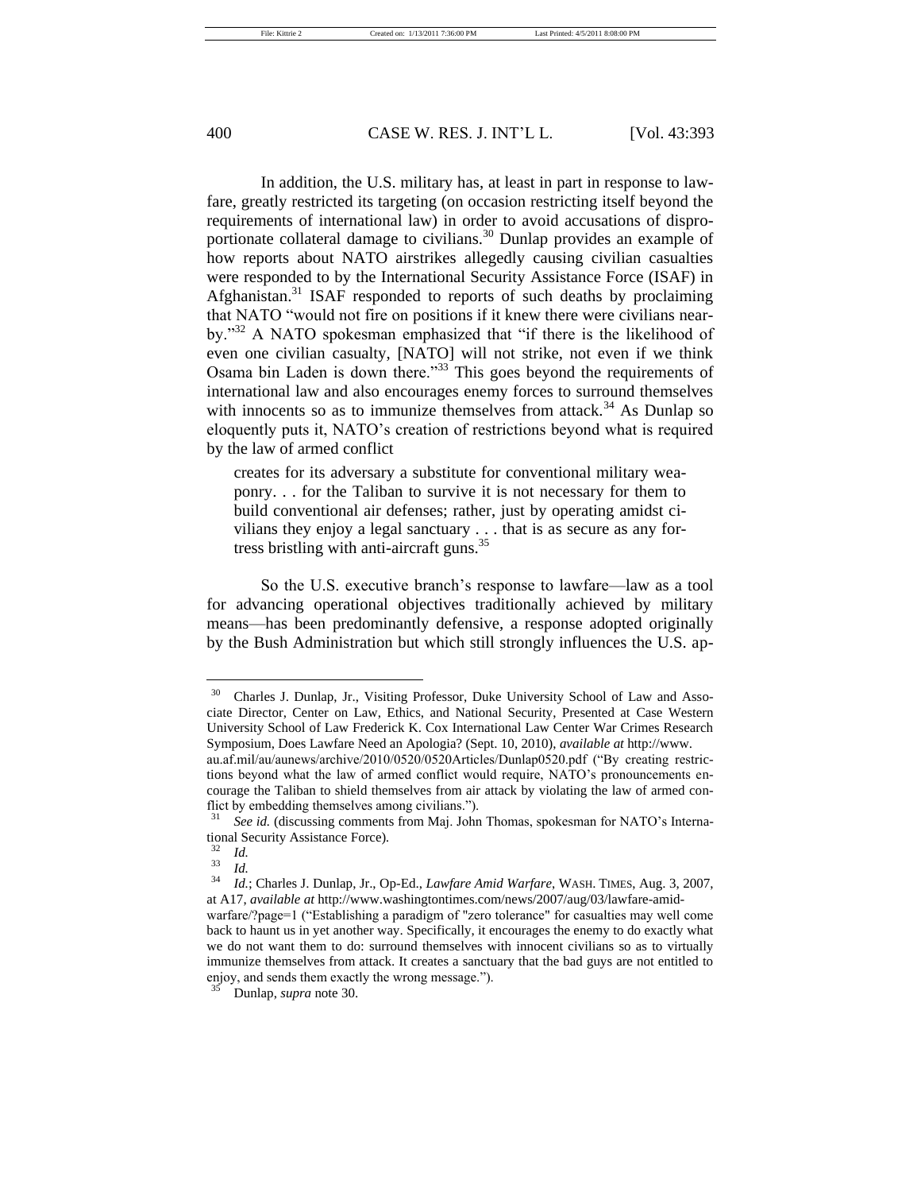In addition, the U.S. military has, at least in part in response to lawfare, greatly restricted its targeting (on occasion restricting itself beyond the requirements of international law) in order to avoid accusations of disproportionate collateral damage to civilians.[30] Dunlap provides an example of how reports about NATO airstrikes allegedly causing civilian casualties were responded to by the International Security Assistance Force (ISAF) in Afghanistan.[31] ISAF responded to reports of such deaths by proclaiming that NATO "would not fire on positions if it knew there were civilians nearby."[32] A NATO spokesman emphasized that "if there is the likelihood of even one civilian casualty, [NATO] will not strike, not even if we think Osama bin Laden is down there."[33] This goes beyond the requirements of international law and also encourages enemy forces to surround themselves with innocents so as to immunize themselves from attack.[34] As Dunlap so eloquently puts it, NATO's creation of restrictions beyond what is required by the law of armed conflict

> creates for its adversary a substitute for conventional military weaponry. . . for the Taliban to survive it is not necessary for them to build conventional air defenses; rather, just by operating amidst civilians they enjoy a legal sanctuary . . . that is as secure as any fortress bristling with anti-aircraft guns.[35]

So the U.S. executive branch's response to lawfare—law as a tool for advancing operational objectives traditionally achieved by military means—has been predominantly defensive, a response adopted originally by the Bush Administration but which still strongly influences the U.S. ap-

---

[30] Charles J. Dunlap, Jr., Visiting Professor, Duke University School of Law and Associate Director, Center on Law, Ethics, and National Security, Presented at Case Western University School of Law Frederick K. Cox International Law Center War Crimes Research Symposium, Does Lawfare Need an Apologia? (Sept. 10, 2010), *available at* http://www.au.af.mil/au/aunews/archive/2010/0520/0520Articles/Dunlap0520.pdf ("By creating restrictions beyond what the law of armed conflict would require, NATO's pronouncements encourage the Taliban to shield themselves from air attack by violating the law of armed conflict by embedding themselves among civilians.").

[31] *See id.* (discussing comments from Maj. John Thomas, spokesman for NATO's International Security Assistance Force).

[32] *Id.*

[33] *Id.*

[34] *Id.*; Charles J. Dunlap, Jr., Op-Ed., *Lawfare Amid Warfare*, WASH. TIMES, Aug. 3, 2007, at A17, *available at* http://www.washingtontimes.com/news/2007/aug/03/lawfare-amid-warfare/?page=1 ("Establishing a paradigm of "zero tolerance" for casualties may well come back to haunt us in yet another way. Specifically, it encourages the enemy to do exactly what we do not want them to do: surround themselves with innocent civilians so as to virtually immunize themselves from attack. It creates a sanctuary that the bad guys are not entitled to enjoy, and sends them exactly the wrong message.").

[35] Dunlap, *supra* note 30.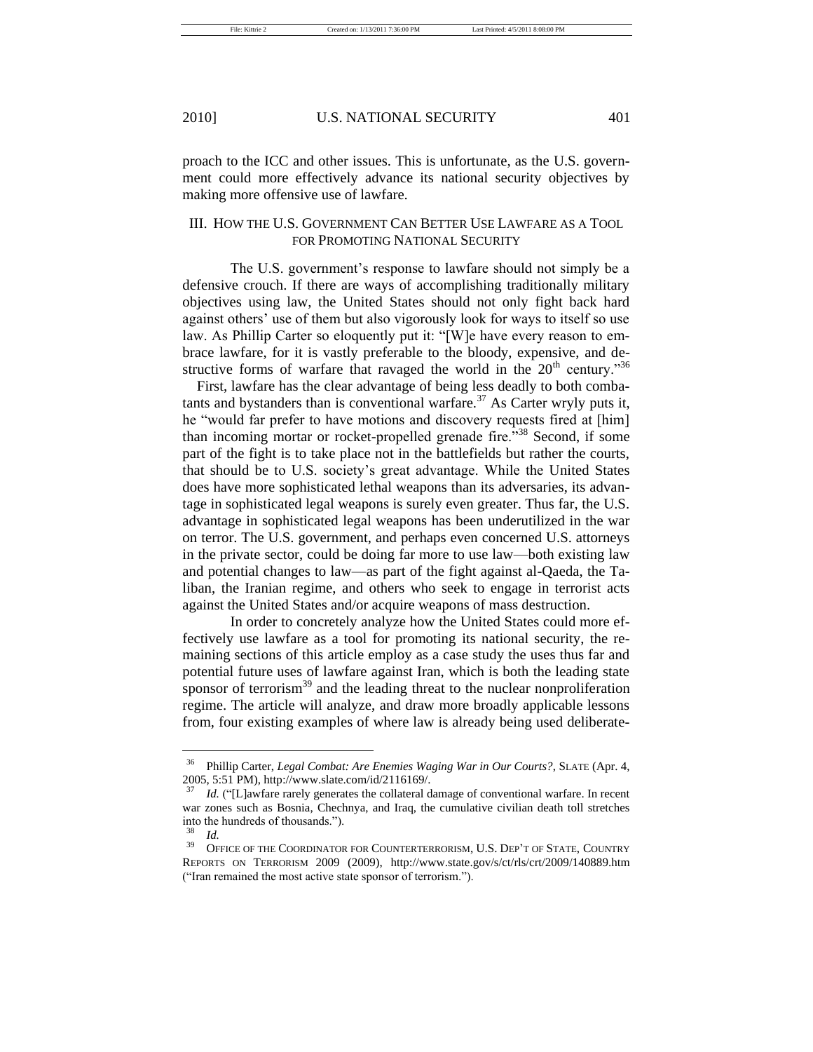proach to the ICC and other issues. This is unfortunate, as the U.S. government could more effectively advance its national security objectives by making more offensive use of lawfare.

## III. How the U.S. Government Can Better Use Lawfare as a Tool for Promoting National Security

The U.S. government's response to lawfare should not simply be a defensive crouch. If there are ways of accomplishing traditionally military objectives using law, the United States should not only fight back hard against others' use of them but also vigorously look for ways to itself so use law. As Phillip Carter so eloquently put it: "[W]e have every reason to embrace lawfare, for it is vastly preferable to the bloody, expensive, and destructive forms of warfare that ravaged the world in the 20th century."[36]

First, lawfare has the clear advantage of being less deadly to both combatants and bystanders than is conventional warfare.[37] As Carter wryly puts it, he "would far prefer to have motions and discovery requests fired at [him] than incoming mortar or rocket-propelled grenade fire."[38] Second, if some part of the fight is to take place not in the battlefields but rather the courts, that should be to U.S. society's great advantage. While the United States does have more sophisticated lethal weapons than its adversaries, its advantage in sophisticated legal weapons is surely even greater. Thus far, the U.S. advantage in sophisticated legal weapons has been underutilized in the war on terror. The U.S. government, and perhaps even concerned U.S. attorneys in the private sector, could be doing far more to use law—both existing law and potential changes to law—as part of the fight against al-Qaeda, the Taliban, the Iranian regime, and others who seek to engage in terrorist acts against the United States and/or acquire weapons of mass destruction.

In order to concretely analyze how the United States could more effectively use lawfare as a tool for promoting its national security, the remaining sections of this article employ as a case study the uses thus far and potential future uses of lawfare against Iran, which is both the leading state sponsor of terrorism[39] and the leading threat to the nuclear nonproliferation regime. The article will analyze, and draw more broadly applicable lessons from, four existing examples of where law is already being used deliberate-

---

[36] Phillip Carter, *Legal Combat: Are Enemies Waging War in Our Courts?*, SLATE (Apr. 4, 2005, 5:51 PM), http://www.slate.com/id/2116169/.

[37] *Id.* ("[L]awfare rarely generates the collateral damage of conventional warfare. In recent war zones such as Bosnia, Chechnya, and Iraq, the cumulative civilian death toll stretches into the hundreds of thousands.").

[38] *Id.*

[39] OFFICE OF THE COORDINATOR FOR COUNTERTERRORISM, U.S. DEP'T OF STATE, COUNTRY REPORTS ON TERRORISM 2009 (2009), http://www.state.gov/s/ct/rls/crt/2009/140889.htm ("Iran remained the most active state sponsor of terrorism.").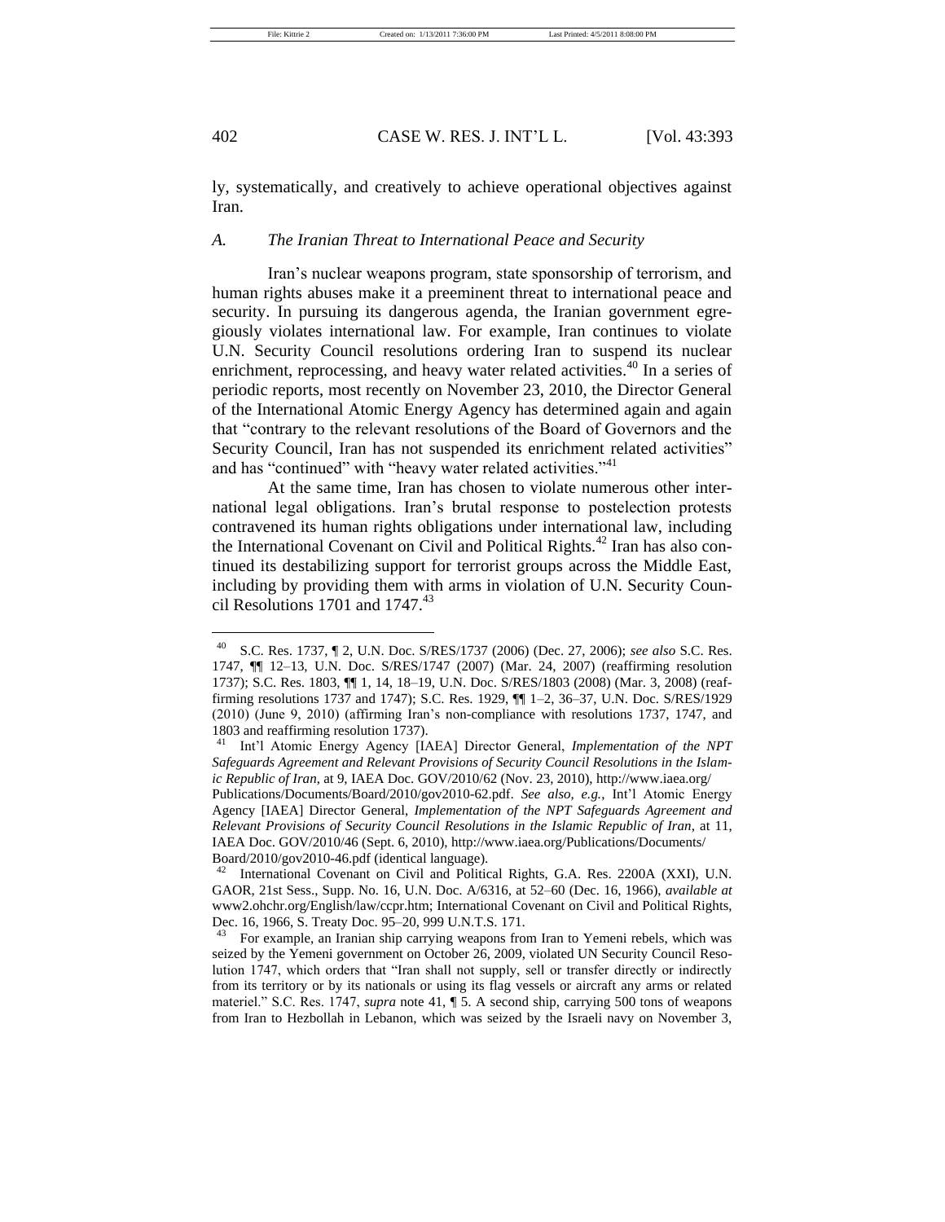ly, systematically, and creatively to achieve operational objectives against Iran.

### *A. The Iranian Threat to International Peace and Security*

Iran's nuclear weapons program, state sponsorship of terrorism, and human rights abuses make it a preeminent threat to international peace and security. In pursuing its dangerous agenda, the Iranian government egregiously violates international law. For example, Iran continues to violate U.N. Security Council resolutions ordering Iran to suspend its nuclear enrichment, reprocessing, and heavy water related activities.[40] In a series of periodic reports, most recently on November 23, 2010, the Director General of the International Atomic Energy Agency has determined again and again that "contrary to the relevant resolutions of the Board of Governors and the Security Council, Iran has not suspended its enrichment related activities" and has "continued" with "heavy water related activities."[41]

At the same time, Iran has chosen to violate numerous other international legal obligations. Iran's brutal response to postelection protests contravened its human rights obligations under international law, including the International Covenant on Civil and Political Rights.[42] Iran has also continued its destabilizing support for terrorist groups across the Middle East, including by providing them with arms in violation of U.N. Security Council Resolutions 1701 and 1747.[43]

---

[40] S.C. Res. 1737, ¶ 2, U.N. Doc. S/RES/1737 (2006) (Dec. 27, 2006); *see also* S.C. Res. 1747, ¶¶ 12–13, U.N. Doc. S/RES/1747 (2007) (Mar. 24, 2007) (reaffirming resolution 1737); S.C. Res. 1803, ¶¶ 1, 14, 18–19, U.N. Doc. S/RES/1803 (2008) (Mar. 3, 2008) (reaffirming resolutions 1737 and 1747); S.C. Res. 1929, ¶¶ 1–2, 36–37, U.N. Doc. S/RES/1929 (2010) (June 9, 2010) (affirming Iran's non-compliance with resolutions 1737, 1747, and 1803 and reaffirming resolution 1737).

[41] Int'l Atomic Energy Agency [IAEA] Director General, *Implementation of the NPT Safeguards Agreement and Relevant Provisions of Security Council Resolutions in the Islamic Republic of Iran*, at 9, IAEA Doc. GOV/2010/62 (Nov. 23, 2010), http://www.iaea.org/Publications/Documents/Board/2010/gov2010-62.pdf. *See also, e.g.*, Int'l Atomic Energy Agency [IAEA] Director General, *Implementation of the NPT Safeguards Agreement and Relevant Provisions of Security Council Resolutions in the Islamic Republic of Iran*, at 11, IAEA Doc. GOV/2010/46 (Sept. 6, 2010), http://www.iaea.org/Publications/Documents/Board/2010/gov2010-46.pdf (identical language).

[42] International Covenant on Civil and Political Rights, G.A. Res. 2200A (XXI), U.N. GAOR, 21st Sess., Supp. No. 16, U.N. Doc. A/6316, at 52–60 (Dec. 16, 1966), *available at* www2.ohchr.org/English/law/ccpr.htm; International Covenant on Civil and Political Rights, Dec. 16, 1966, S. Treaty Doc. 95–20, 999 U.N.T.S. 171.

[43] For example, an Iranian ship carrying weapons from Iran to Yemeni rebels, which was seized by the Yemeni government on October 26, 2009, violated UN Security Council Resolution 1747, which orders that "Iran shall not supply, sell or transfer directly or indirectly from its territory or by its nationals or using its flag vessels or aircraft any arms or related materiel." S.C. Res. 1747, *supra* note 41, ¶ 5. A second ship, carrying 500 tons of weapons from Iran to Hezbollah in Lebanon, which was seized by the Israeli navy on November 3,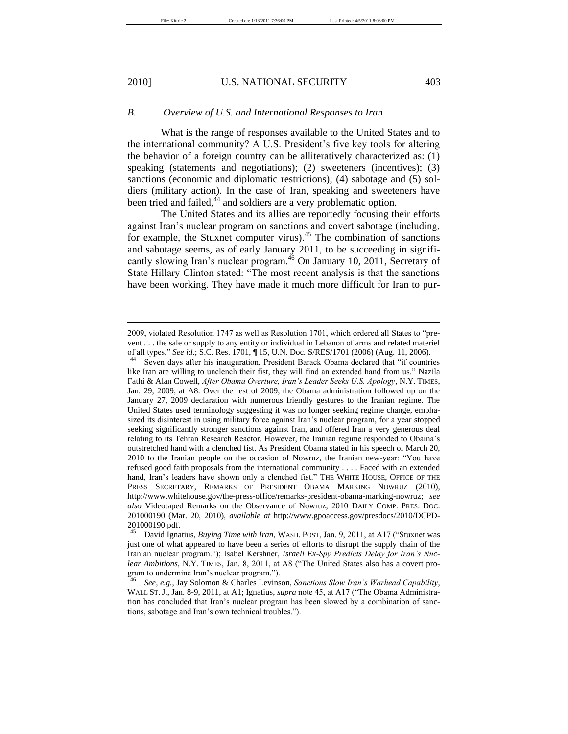### *B. Overview of U.S. and International Responses to Iran*

What is the range of responses available to the United States and to the international community? A U.S. President's five key tools for altering the behavior of a foreign country can be alliteratively characterized as: (1) speaking (statements and negotiations); (2) sweeteners (incentives); (3) sanctions (economic and diplomatic restrictions); (4) sabotage and (5) soldiers (military action). In the case of Iran, speaking and sweeteners have been tried and failed,[44] and soldiers are a very problematic option.

The United States and its allies are reportedly focusing their efforts against Iran's nuclear program on sanctions and covert sabotage (including, for example, the Stuxnet computer virus).[45] The combination of sanctions and sabotage seems, as of early January 2011, to be succeeding in significantly slowing Iran's nuclear program.[46] On January 10, 2011, Secretary of State Hillary Clinton stated: "The most recent analysis is that the sanctions have been working. They have made it much more difficult for Iran to pur-

---

2009, violated Resolution 1747 as well as Resolution 1701, which ordered all States to "prevent . . . the sale or supply to any entity or individual in Lebanon of arms and related materiel of all types." *See id.*; S.C. Res. 1701, ¶ 15, U.N. Doc. S/RES/1701 (2006) (Aug. 11, 2006).

[44] Seven days after his inauguration, President Barack Obama declared that "if countries like Iran are willing to unclench their fist, they will find an extended hand from us." Nazila Fathi & Alan Cowell, *After Obama Overture, Iran's Leader Seeks U.S. Apology*, N.Y. TIMES, Jan. 29, 2009, at A8. Over the rest of 2009, the Obama administration followed up on the January 27, 2009 declaration with numerous friendly gestures to the Iranian regime. The United States used terminology suggesting it was no longer seeking regime change, emphasized its disinterest in using military force against Iran's nuclear program, for a year stopped seeking significantly stronger sanctions against Iran, and offered Iran a very generous deal relating to its Tehran Research Reactor. However, the Iranian regime responded to Obama's outstretched hand with a clenched fist. As President Obama stated in his speech of March 20, 2010 to the Iranian people on the occasion of Nowruz, the Iranian new-year: "You have refused good faith proposals from the international community . . . . Faced with an extended hand, Iran's leaders have shown only a clenched fist." THE WHITE HOUSE, OFFICE OF THE PRESS SECRETARY, REMARKS OF PRESIDENT OBAMA MARKING NOWRUZ (2010), http://www.whitehouse.gov/the-press-office/remarks-president-obama-marking-nowruz; *see also* Videotaped Remarks on the Observance of Nowruz, 2010 DAILY COMP. PRES. DOC. 201000190 (Mar. 20, 2010), *available at* http://www.gpoaccess.gov/presdocs/2010/DCPD-201000190.pdf.

[45] David Ignatius, *Buying Time with Iran*, WASH. POST, Jan. 9, 2011, at A17 ("Stuxnet was just one of what appeared to have been a series of efforts to disrupt the supply chain of the Iranian nuclear program."); Isabel Kershner, *Israeli Ex-Spy Predicts Delay for Iran's Nuclear Ambitions*, N.Y. TIMES, Jan. 8, 2011, at A8 ("The United States also has a covert program to undermine Iran's nuclear program.").

[46] *See, e.g.*, Jay Solomon & Charles Levinson, *Sanctions Slow Iran's Warhead Capability*, WALL ST. J., Jan. 8-9, 2011, at A1; Ignatius, *supra* note 45, at A17 ("The Obama Administration has concluded that Iran's nuclear program has been slowed by a combination of sanctions, sabotage and Iran's own technical troubles.").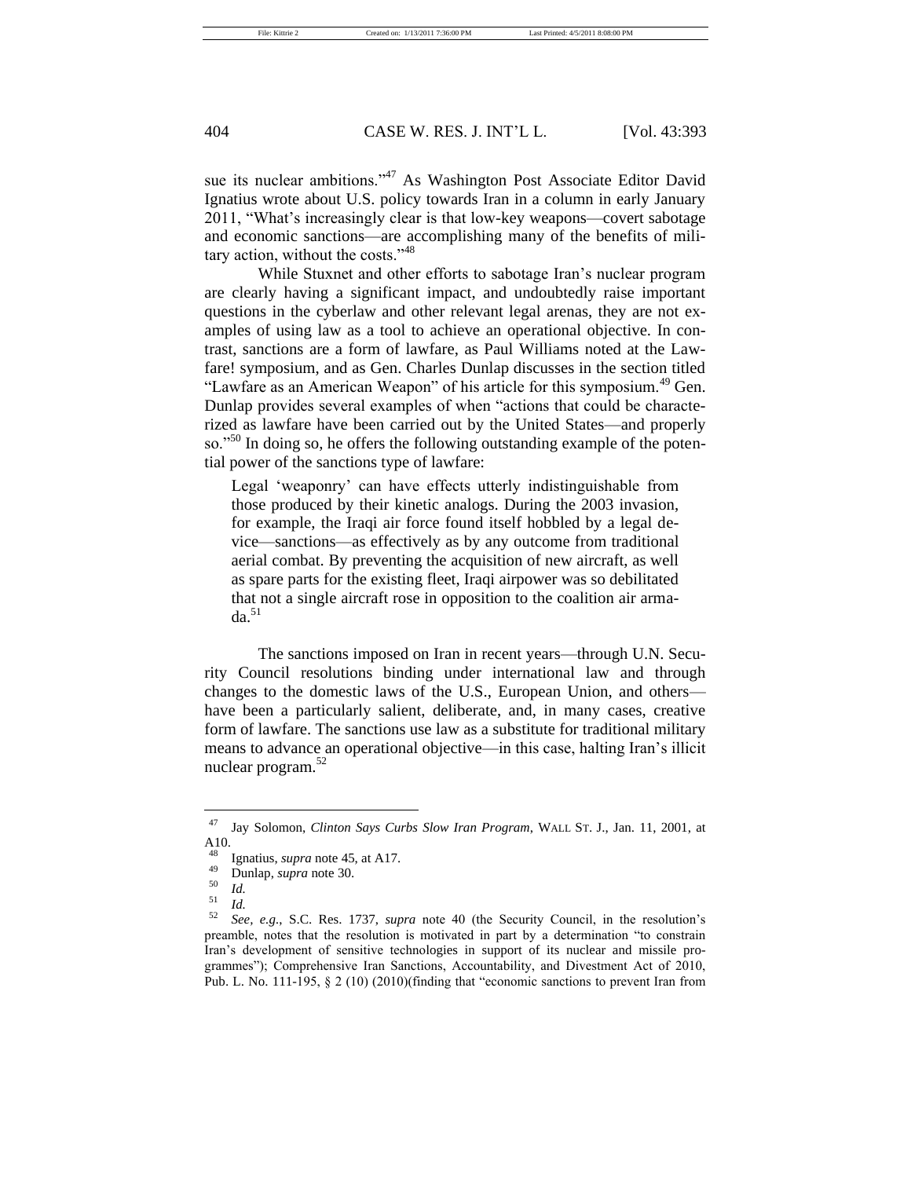sue its nuclear ambitions."[47] As Washington Post Associate Editor David Ignatius wrote about U.S. policy towards Iran in a column in early January 2011, "What's increasingly clear is that low-key weapons—covert sabotage and economic sanctions—are accomplishing many of the benefits of military action, without the costs."[48]

While Stuxnet and other efforts to sabotage Iran's nuclear program are clearly having a significant impact, and undoubtedly raise important questions in the cyberlaw and other relevant legal arenas, they are not examples of using law as a tool to achieve an operational objective. In contrast, sanctions are a form of lawfare, as Paul Williams noted at the Lawfare! symposium, and as Gen. Charles Dunlap discusses in the section titled "Lawfare as an American Weapon" of his article for this symposium.[49] Gen. Dunlap provides several examples of when "actions that could be characterized as lawfare have been carried out by the United States—and properly so."[50] In doing so, he offers the following outstanding example of the potential power of the sanctions type of lawfare:

> Legal 'weaponry' can have effects utterly indistinguishable from those produced by their kinetic analogs. During the 2003 invasion, for example, the Iraqi air force found itself hobbled by a legal device—sanctions—as effectively as by any outcome from traditional aerial combat. By preventing the acquisition of new aircraft, as well as spare parts for the existing fleet, Iraqi airpower was so debilitated that not a single aircraft rose in opposition to the coalition air armada.[51]

The sanctions imposed on Iran in recent years—through U.N. Security Council resolutions binding under international law and through changes to the domestic laws of the U.S., European Union, and others—have been a particularly salient, deliberate, and, in many cases, creative form of lawfare. The sanctions use law as a substitute for traditional military means to advance an operational objective—in this case, halting Iran's illicit nuclear program.[52]

---

[47] Jay Solomon, *Clinton Says Curbs Slow Iran Program*, WALL ST. J., Jan. 11, 2001, at A10.

[48] Ignatius, *supra* note 45, at A17.

[49] Dunlap, *supra* note 30.

[50] *Id.*

[51] *Id.*

[52] *See, e.g.*, S.C. Res. 1737, *supra* note 40 (the Security Council, in the resolution's preamble, notes that the resolution is motivated in part by a determination "to constrain Iran's development of sensitive technologies in support of its nuclear and missile programmes"); Comprehensive Iran Sanctions, Accountability, and Divestment Act of 2010, Pub. L. No. 111-195, § 2 (10) (2010)(finding that "economic sanctions to prevent Iran from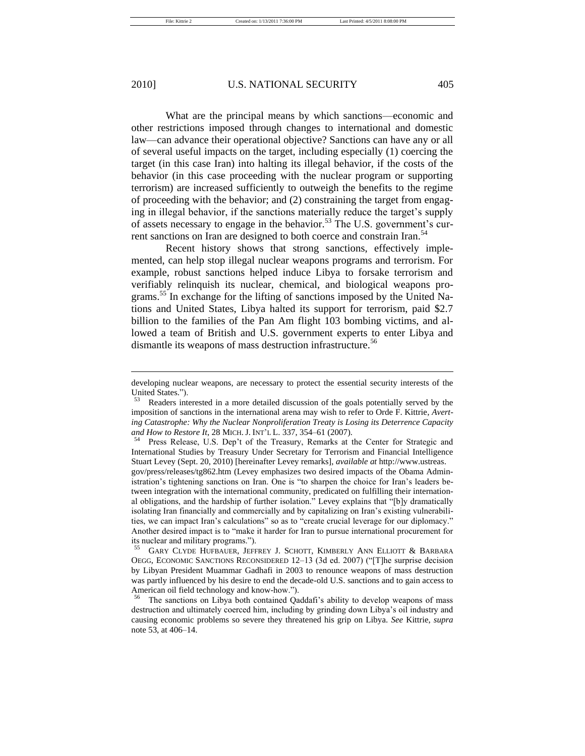What are the principal means by which sanctions—economic and other restrictions imposed through changes to international and domestic law—can advance their operational objective? Sanctions can have any or all of several useful impacts on the target, including especially (1) coercing the target (in this case Iran) into halting its illegal behavior, if the costs of the behavior (in this case proceeding with the nuclear program or supporting terrorism) are increased sufficiently to outweigh the benefits to the regime of proceeding with the behavior; and (2) constraining the target from engaging in illegal behavior, if the sanctions materially reduce the target's supply of assets necessary to engage in the behavior.[53] The U.S. government's current sanctions on Iran are designed to both coerce and constrain Iran.[54]

Recent history shows that strong sanctions, effectively implemented, can help stop illegal nuclear weapons programs and terrorism. For example, robust sanctions helped induce Libya to forsake terrorism and verifiably relinquish its nuclear, chemical, and biological weapons programs.[55] In exchange for the lifting of sanctions imposed by the United Nations and United States, Libya halted its support for terrorism, paid $2.7 billion to the families of the Pan Am flight 103 bombing victims, and allowed a team of British and U.S. government experts to enter Libya and dismantle its weapons of mass destruction infrastructure.[56]

---

developing nuclear weapons, are necessary to protect the essential security interests of the United States.").

[53] Readers interested in a more detailed discussion of the goals potentially served by the imposition of sanctions in the international arena may wish to refer to Orde F. Kittrie, *Averting Catastrophe: Why the Nuclear Nonproliferation Treaty is Losing its Deterrence Capacity and How to Restore It*, 28 MICH. J. INT'L L. 337, 354–61 (2007).

[54] Press Release, U.S. Dep't of the Treasury, Remarks at the Center for Strategic and International Studies by Treasury Under Secretary for Terrorism and Financial Intelligence Stuart Levey (Sept. 20, 2010) [hereinafter Levey remarks], *available at* http://www.ustreas.gov/press/releases/tg862.htm (Levey emphasizes two desired impacts of the Obama Administration's tightening sanctions on Iran. One is "to sharpen the choice for Iran's leaders between integration with the international community, predicated on fulfilling their international obligations, and the hardship of further isolation." Levey explains that "[b]y dramatically isolating Iran financially and commercially and by capitalizing on Iran's existing vulnerabilities, we can impact Iran's calculations" so as to "create crucial leverage for our diplomacy." Another desired impact is to "make it harder for Iran to pursue international procurement for its nuclear and military programs.").

[55] GARY CLYDE HUFBAUER, JEFFREY J. SCHOTT, KIMBERLY ANN ELLIOTT & BARBARA OEGG, ECONOMIC SANCTIONS RECONSIDERED 12–13 (3d ed. 2007) ("[T]he surprise decision by Libyan President Muammar Gadhafi in 2003 to renounce weapons of mass destruction was partly influenced by his desire to end the decade-old U.S. sanctions and to gain access to American oil field technology and know-how.").

[56] The sanctions on Libya both contained Qaddafi's ability to develop weapons of mass destruction and ultimately coerced him, including by grinding down Libya's oil industry and causing economic problems so severe they threatened his grip on Libya. *See* Kittrie, *supra* note 53, at 406–14.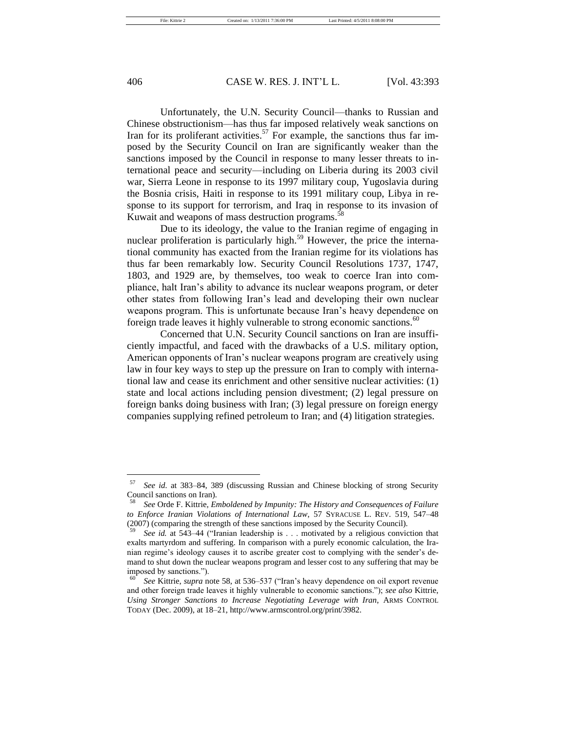Unfortunately, the U.N. Security Council—thanks to Russian and Chinese obstructionism—has thus far imposed relatively weak sanctions on Iran for its proliferant activities.[57] For example, the sanctions thus far imposed by the Security Council on Iran are significantly weaker than the sanctions imposed by the Council in response to many lesser threats to international peace and security—including on Liberia during its 2003 civil war, Sierra Leone in response to its 1997 military coup, Yugoslavia during the Bosnia crisis, Haiti in response to its 1991 military coup, Libya in response to its support for terrorism, and Iraq in response to its invasion of Kuwait and weapons of mass destruction programs.[58]

Due to its ideology, the value to the Iranian regime of engaging in nuclear proliferation is particularly high.[59] However, the price the international community has exacted from the Iranian regime for its violations has thus far been remarkably low. Security Council Resolutions 1737, 1747, 1803, and 1929 are, by themselves, too weak to coerce Iran into compliance, halt Iran's ability to advance its nuclear weapons program, or deter other states from following Iran's lead and developing their own nuclear weapons program. This is unfortunate because Iran's heavy dependence on foreign trade leaves it highly vulnerable to strong economic sanctions.[60]

Concerned that U.N. Security Council sanctions on Iran are insufficiently impactful, and faced with the drawbacks of a U.S. military option, American opponents of Iran's nuclear weapons program are creatively using law in four key ways to step up the pressure on Iran to comply with international law and cease its enrichment and other sensitive nuclear activities: (1) state and local actions including pension divestment; (2) legal pressure on foreign banks doing business with Iran; (3) legal pressure on foreign energy companies supplying refined petroleum to Iran; and (4) litigation strategies.

---

[57] *See id.* at 383–84, 389 (discussing Russian and Chinese blocking of strong Security Council sanctions on Iran).

[58] *See* Orde F. Kittrie, *Emboldened by Impunity: The History and Consequences of Failure to Enforce Iranian Violations of International Law*, 57 SYRACUSE L. REV. 519, 547–48 (2007) (comparing the strength of these sanctions imposed by the Security Council).

[59] *See id.* at 543–44 ("Iranian leadership is . . . motivated by a religious conviction that exalts martyrdom and suffering. In comparison with a purely economic calculation, the Iranian regime's ideology causes it to ascribe greater cost to complying with the sender's demand to shut down the nuclear weapons program and lesser cost to any suffering that may be imposed by sanctions.").

[60] *See* Kittrie, *supra* note 58, at 536–537 ("Iran's heavy dependence on oil export revenue and other foreign trade leaves it highly vulnerable to economic sanctions."); *see also* Kittrie, *Using Stronger Sanctions to Increase Negotiating Leverage with Iran*, ARMS CONTROL TODAY (Dec. 2009), at 18–21, http://www.armscontrol.org/print/3982.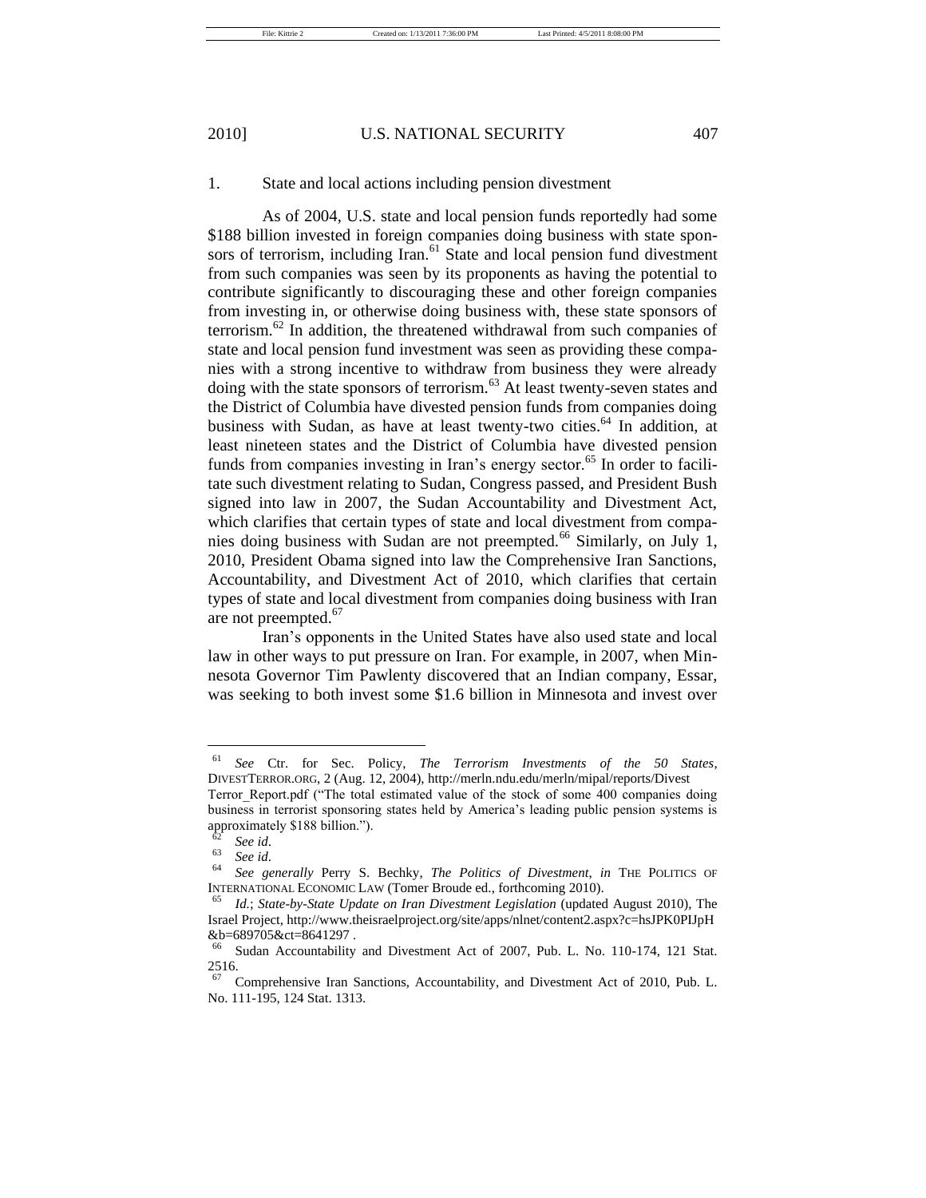### 1. State and local actions including pension divestment

As of 2004, U.S. state and local pension funds reportedly had some \$188 billion invested in foreign companies doing business with state sponsors of terrorism, including Iran.[61] State and local pension fund divestment from such companies was seen by its proponents as having the potential to contribute significantly to discouraging these and other foreign companies from investing in, or otherwise doing business with, these state sponsors of terrorism.[62] In addition, the threatened withdrawal from such companies of state and local pension fund investment was seen as providing these companies with a strong incentive to withdraw from business they were already doing with the state sponsors of terrorism.[63] At least twenty-seven states and the District of Columbia have divested pension funds from companies doing business with Sudan, as have at least twenty-two cities.[64] In addition, at least nineteen states and the District of Columbia have divested pension funds from companies investing in Iran's energy sector.[65] In order to facilitate such divestment relating to Sudan, Congress passed, and President Bush signed into law in 2007, the Sudan Accountability and Divestment Act, which clarifies that certain types of state and local divestment from companies doing business with Sudan are not preempted.[66] Similarly, on July 1, 2010, President Obama signed into law the Comprehensive Iran Sanctions, Accountability, and Divestment Act of 2010, which clarifies that certain types of state and local divestment from companies doing business with Iran are not preempted.[67]

Iran's opponents in the United States have also used state and local law in other ways to put pressure on Iran. For example, in 2007, when Minnesota Governor Tim Pawlenty discovered that an Indian company, Essar, was seeking to both invest some \$1.6 billion in Minnesota and invest over

---

[61] *See* Ctr. for Sec. Policy, *The Terrorism Investments of the 50 States*, DIVESTTERROR.ORG, 2 (Aug. 12, 2004), http://merln.ndu.edu/merln/mipal/reports/Divest Terror_Report.pdf ("The total estimated value of the stock of some 400 companies doing business in terrorist sponsoring states held by America's leading public pension systems is approximately \$188 billion.").

[62] *See id*.

[63] *See id*.

[64] *See generally* Perry S. Bechky, *The Politics of Divestment*, *in* THE POLITICS OF INTERNATIONAL ECONOMIC LAW (Tomer Broude ed., forthcoming 2010).

[65] *Id.*; *State-by-State Update on Iran Divestment Legislation* (updated August 2010), The Israel Project, http://www.theisraelproject.org/site/apps/nlnet/content2.aspx?c=hsJPK0PIJpH&b=689705&ct=8641297 .

[66] Sudan Accountability and Divestment Act of 2007, Pub. L. No. 110-174, 121 Stat. 2516.

[67] Comprehensive Iran Sanctions, Accountability, and Divestment Act of 2010, Pub. L. No. 111-195, 124 Stat. 1313.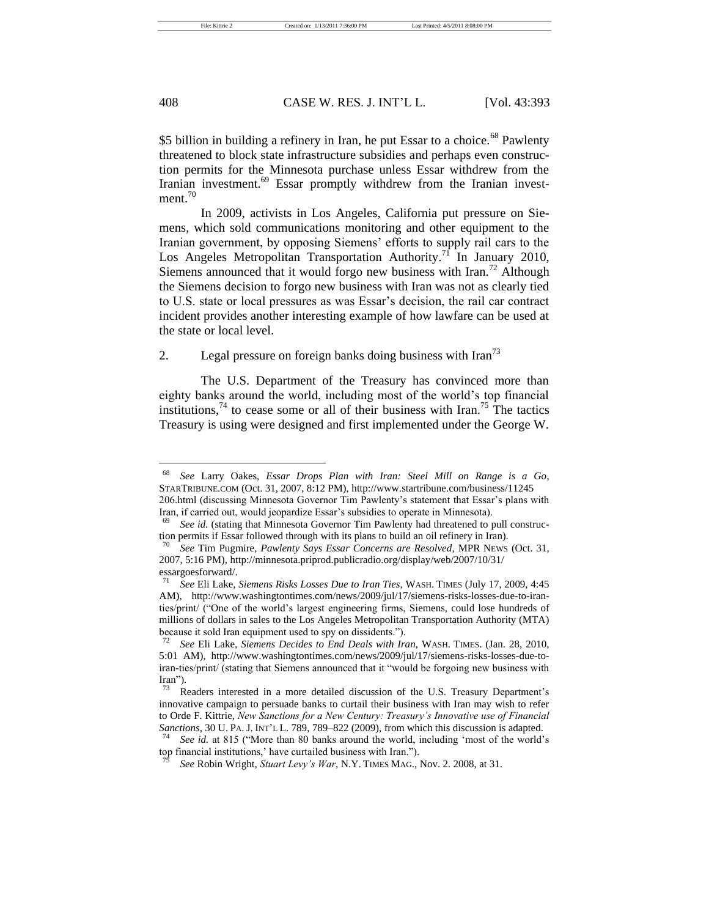$5 billion in building a refinery in Iran, he put Essar to a choice.[68] Pawlenty threatened to block state infrastructure subsidies and perhaps even construction permits for the Minnesota purchase unless Essar withdrew from the Iranian investment.[69] Essar promptly withdrew from the Iranian investment.[70]

In 2009, activists in Los Angeles, California put pressure on Siemens, which sold communications monitoring and other equipment to the Iranian government, by opposing Siemens' efforts to supply rail cars to the Los Angeles Metropolitan Transportation Authority.[71] In January 2010, Siemens announced that it would forgo new business with Iran.[72] Although the Siemens decision to forgo new business with Iran was not as clearly tied to U.S. state or local pressures as was Essar's decision, the rail car contract incident provides another interesting example of how lawfare can be used at the state or local level.

2. Legal pressure on foreign banks doing business with Iran[73]

The U.S. Department of the Treasury has convinced more than eighty banks around the world, including most of the world's top financial institutions,[74] to cease some or all of their business with Iran.[75] The tactics Treasury is using were designed and first implemented under the George W.

---

[68] *See* Larry Oakes, *Essar Drops Plan with Iran: Steel Mill on Range is a Go*, STARTRIBUNE.COM (Oct. 31, 2007, 8:12 PM), http://www.startribune.com/business/11245206.html (discussing Minnesota Governor Tim Pawlenty's statement that Essar's plans with Iran, if carried out, would jeopardize Essar's subsidies to operate in Minnesota).

[69] *See id.* (stating that Minnesota Governor Tim Pawlenty had threatened to pull construction permits if Essar followed through with its plans to build an oil refinery in Iran).

[70] *See* Tim Pugmire, *Pawlenty Says Essar Concerns are Resolved*, MPR NEWS (Oct. 31, 2007, 5:16 PM), http://minnesota.publicradio.org/display/web/2007/10/31/essargoesforward/.

[71] *See* Eli Lake, *Siemens Risks Losses Due to Iran Ties*, WASH. TIMES (July 17, 2009, 4:45 AM), http://www.washingtontimes.com/news/2009/jul/17/siemens-risks-losses-due-to-iran-ties/print/ ("One of the world's largest engineering firms, Siemens, could lose hundreds of millions of dollars in sales to the Los Angeles Metropolitan Transportation Authority (MTA) because it sold Iran equipment used to spy on dissidents.").

[72] *See* Eli Lake, *Siemens Decides to End Deals with Iran*, WASH. TIMES. (Jan. 28, 2010, 5:01 AM), http://www.washingtontimes.com/news/2009/jul/17/siemens-risks-losses-due-to-iran-ties/print/ (stating that Siemens announced that it "would be forgoing new business with Iran").

[73] Readers interested in a more detailed discussion of the U.S. Treasury Department's innovative campaign to persuade banks to curtail their business with Iran may wish to refer to Orde F. Kittrie, *New Sanctions for a New Century: Treasury's Innovative use of Financial Sanctions*, 30 U. PA. J. INT'L L. 789, 789–822 (2009), from which this discussion is adapted.

[74] *See id.* at 815 ("More than 80 banks around the world, including 'most of the world's top financial institutions,' have curtailed business with Iran.").

[75] *See* Robin Wright, *Stuart Levy's War*, N.Y. TIMES MAG., Nov. 2. 2008, at 31.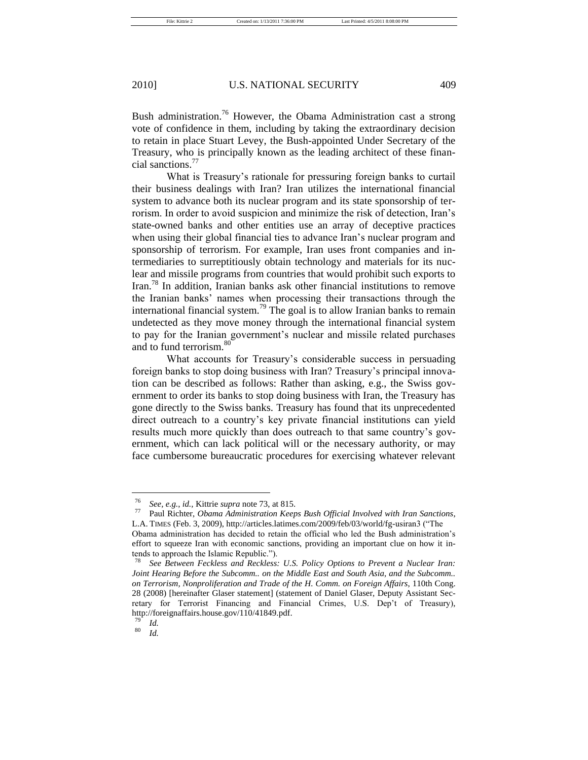Bush administration.[76] However, the Obama Administration cast a strong vote of confidence in them, including by taking the extraordinary decision to retain in place Stuart Levey, the Bush-appointed Under Secretary of the Treasury, who is principally known as the leading architect of these financial sanctions.[77]

What is Treasury's rationale for pressuring foreign banks to curtail their business dealings with Iran? Iran utilizes the international financial system to advance both its nuclear program and its state sponsorship of terrorism. In order to avoid suspicion and minimize the risk of detection, Iran's state-owned banks and other entities use an array of deceptive practices when using their global financial ties to advance Iran's nuclear program and sponsorship of terrorism. For example, Iran uses front companies and intermediaries to surreptitiously obtain technology and materials for its nuclear and missile programs from countries that would prohibit such exports to Iran.[78] In addition, Iranian banks ask other financial institutions to remove the Iranian banks' names when processing their transactions through the international financial system.[79] The goal is to allow Iranian banks to remain undetected as they move money through the international financial system to pay for the Iranian government's nuclear and missile related purchases and to fund terrorism.[80]

What accounts for Treasury's considerable success in persuading foreign banks to stop doing business with Iran? Treasury's principal innovation can be described as follows: Rather than asking, e.g., the Swiss government to order its banks to stop doing business with Iran, the Treasury has gone directly to the Swiss banks. Treasury has found that its unprecedented direct outreach to a country's key private financial institutions can yield results much more quickly than does outreach to that same country's government, which can lack political will or the necessary authority, or may face cumbersome bureaucratic procedures for exercising whatever relevant

---

[76] *See, e.g.*, *id.*, Kittrie *supra* note 73, at 815.

[77] Paul Richter, *Obama Administration Keeps Bush Official Involved with Iran Sanctions*, L.A. TIMES (Feb. 3, 2009), http://articles.latimes.com/2009/feb/03/world/fg-usiran3 ("The Obama administration has decided to retain the official who led the Bush administration's effort to squeeze Iran with economic sanctions, providing an important clue on how it intends to approach the Islamic Republic.").

[78] *See Between Feckless and Reckless: U.S. Policy Options to Prevent a Nuclear Iran: Joint Hearing Before the Subcomm.. on the Middle East and South Asia, and the Subcomm.. on Terrorism, Nonproliferation and Trade of the H. Comm. on Foreign Affairs*, 110th Cong. 28 (2008) [hereinafter Glaser statement] (statement of Daniel Glaser, Deputy Assistant Secretary for Terrorist Financing and Financial Crimes, U.S. Dep't of Treasury), http://foreignaffairs.house.gov/110/41849.pdf.

[79] *Id.*

[80] *Id.*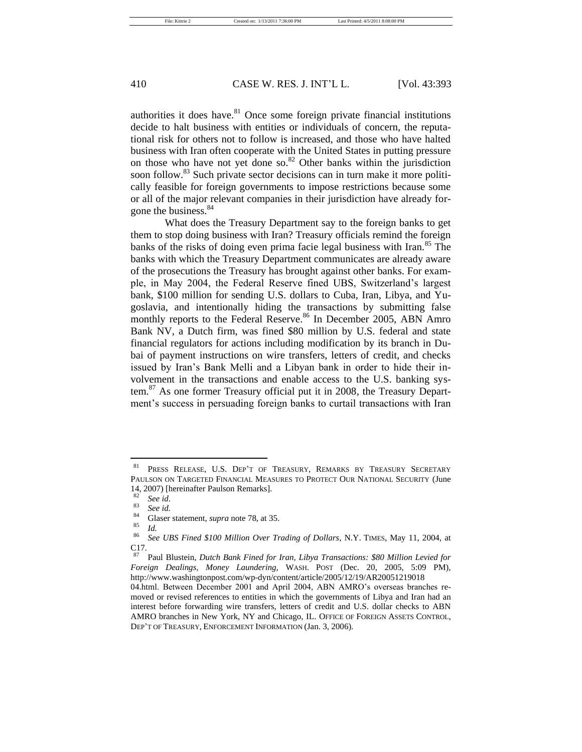authorities it does have.[81] Once some foreign private financial institutions decide to halt business with entities or individuals of concern, the reputational risk for others not to follow is increased, and those who have halted business with Iran often cooperate with the United States in putting pressure on those who have not yet done so.[82] Other banks within the jurisdiction soon follow.[83] Such private sector decisions can in turn make it more politically feasible for foreign governments to impose restrictions because some or all of the major relevant companies in their jurisdiction have already forgone the business.[84]

What does the Treasury Department say to the foreign banks to get them to stop doing business with Iran? Treasury officials remind the foreign banks of the risks of doing even prima facie legal business with Iran.[85] The banks with which the Treasury Department communicates are already aware of the prosecutions the Treasury has brought against other banks. For example, in May 2004, the Federal Reserve fined UBS, Switzerland's largest bank, $100 million for sending U.S. dollars to Cuba, Iran, Libya, and Yugoslavia, and intentionally hiding the transactions by submitting false monthly reports to the Federal Reserve.[86] In December 2005, ABN Amro Bank NV, a Dutch firm, was fined $80 million by U.S. federal and state financial regulators for actions including modification by its branch in Dubai of payment instructions on wire transfers, letters of credit, and checks issued by Iran's Bank Melli and a Libyan bank in order to hide their involvement in the transactions and enable access to the U.S. banking system.[87] As one former Treasury official put it in 2008, the Treasury Department's success in persuading foreign banks to curtail transactions with Iran

---

[81] PRESS RELEASE, U.S. DEP'T OF TREASURY, REMARKS BY TREASURY SECRETARY PAULSON ON TARGETED FINANCIAL MEASURES TO PROTECT OUR NATIONAL SECURITY (June 14, 2007) [hereinafter Paulson Remarks].

[82] *See id.*

[83] *See id.*

[84] Glaser statement, *supra* note 78, at 35.

[85] *Id.*

[86] *See UBS Fined $100 Million Over Trading of Dollars*, N.Y. TIMES, May 11, 2004, at C17.

[87] Paul Blustein, *Dutch Bank Fined for Iran, Libya Transactions: $80 Million Levied for Foreign Dealings, Money Laundering*, WASH. POST (Dec. 20, 2005, 5:09 PM), http://www.washingtonpost.com/wp-dyn/content/article/2005/12/19/AR2005121901804.html. Between December 2001 and April 2004, ABN AMRO's overseas branches removed or revised references to entities in which the governments of Libya and Iran had an interest before forwarding wire transfers, letters of credit and U.S. dollar checks to ABN AMRO branches in New York, NY and Chicago, IL. OFFICE OF FOREIGN ASSETS CONTROL, DEP'T OF TREASURY, ENFORCEMENT INFORMATION (Jan. 3, 2006).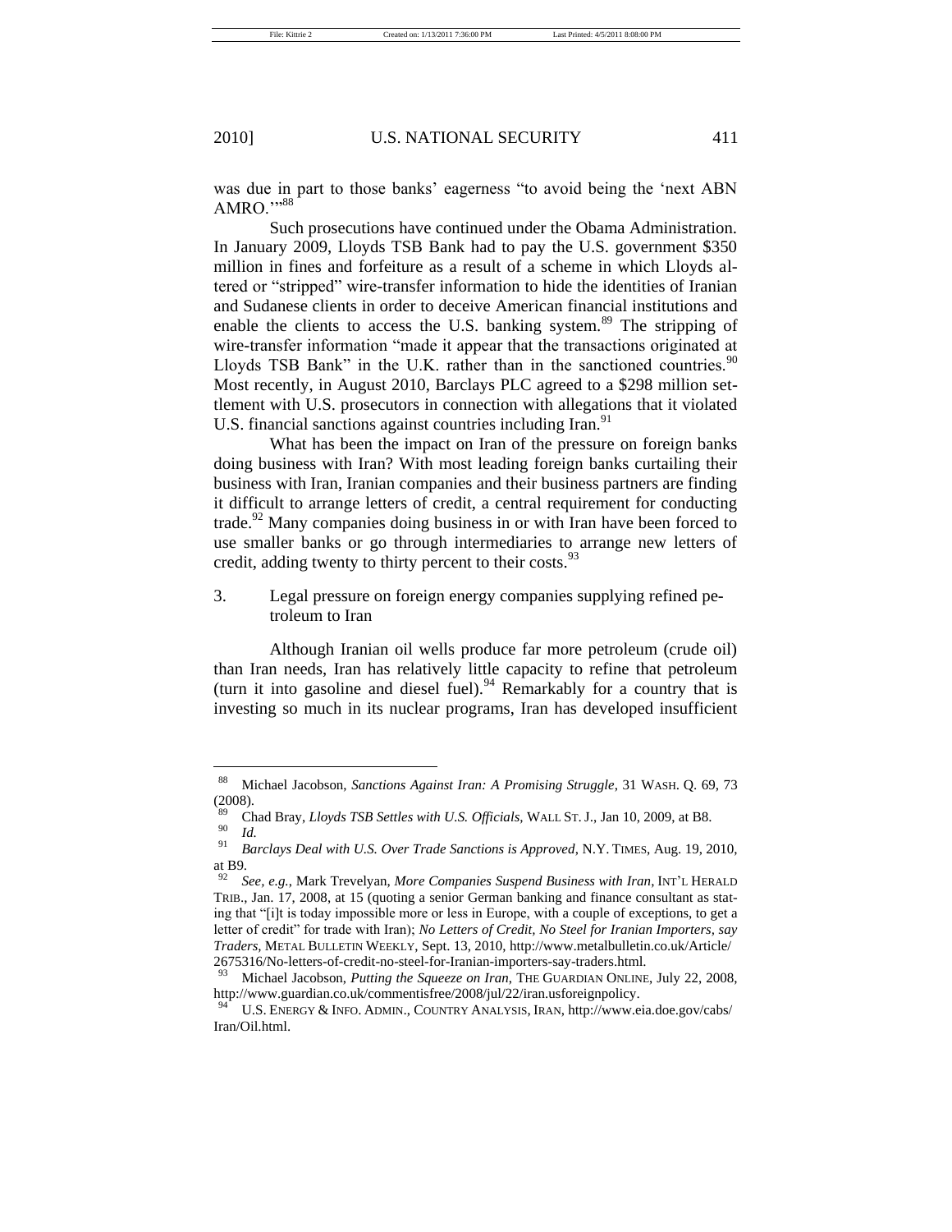was due in part to those banks' eagerness "to avoid being the 'next ABN AMRO.'"[88]

Such prosecutions have continued under the Obama Administration. In January 2009, Lloyds TSB Bank had to pay the U.S. government $350 million in fines and forfeiture as a result of a scheme in which Lloyds altered or "stripped" wire-transfer information to hide the identities of Iranian and Sudanese clients in order to deceive American financial institutions and enable the clients to access the U.S. banking system.[89] The stripping of wire-transfer information "made it appear that the transactions originated at Lloyds TSB Bank" in the U.K. rather than in the sanctioned countries.[90] Most recently, in August 2010, Barclays PLC agreed to a $298 million settlement with U.S. prosecutors in connection with allegations that it violated U.S. financial sanctions against countries including Iran.[91]

What has been the impact on Iran of the pressure on foreign banks doing business with Iran? With most leading foreign banks curtailing their business with Iran, Iranian companies and their business partners are finding it difficult to arrange letters of credit, a central requirement for conducting trade.[92] Many companies doing business in or with Iran have been forced to use smaller banks or go through intermediaries to arrange new letters of credit, adding twenty to thirty percent to their costs.[93]

3. Legal pressure on foreign energy companies supplying refined petroleum to Iran

Although Iranian oil wells produce far more petroleum (crude oil) than Iran needs, Iran has relatively little capacity to refine that petroleum (turn it into gasoline and diesel fuel).[94] Remarkably for a country that is investing so much in its nuclear programs, Iran has developed insufficient

---

[88] Michael Jacobson, *Sanctions Against Iran: A Promising Struggle*, 31 WASH. Q. 69, 73 (2008).

[89] Chad Bray, *Lloyds TSB Settles with U.S. Officials*, WALL ST. J., Jan 10, 2009, at B8.

[90] *Id.*

[91] *Barclays Deal with U.S. Over Trade Sanctions is Approved*, N.Y. TIMES, Aug. 19, 2010, at B9.

[92] *See, e.g.*, Mark Trevelyan, *More Companies Suspend Business with Iran*, INT'L HERALD TRIB., Jan. 17, 2008, at 15 (quoting a senior German banking and finance consultant as stating that "[i]t is today impossible more or less in Europe, with a couple of exceptions, to get a letter of credit" for trade with Iran); *No Letters of Credit, No Steel for Iranian Importers, say Traders*, METAL BULLETIN WEEKLY, Sept. 13, 2010, http://www.metalbulletin.co.uk/Article/2675316/No-letters-of-credit-no-steel-for-Iranian-importers-say-traders.html.

[93] Michael Jacobson, *Putting the Squeeze on Iran*, THE GUARDIAN ONLINE, July 22, 2008, http://www.guardian.co.uk/commentisfree/2008/jul/22/iran.usforeignpolicy.

[94] U.S. ENERGY & INFO. ADMIN., COUNTRY ANALYSIS, IRAN, http://www.eia.doe.gov/cabs/Iran/Oil.html.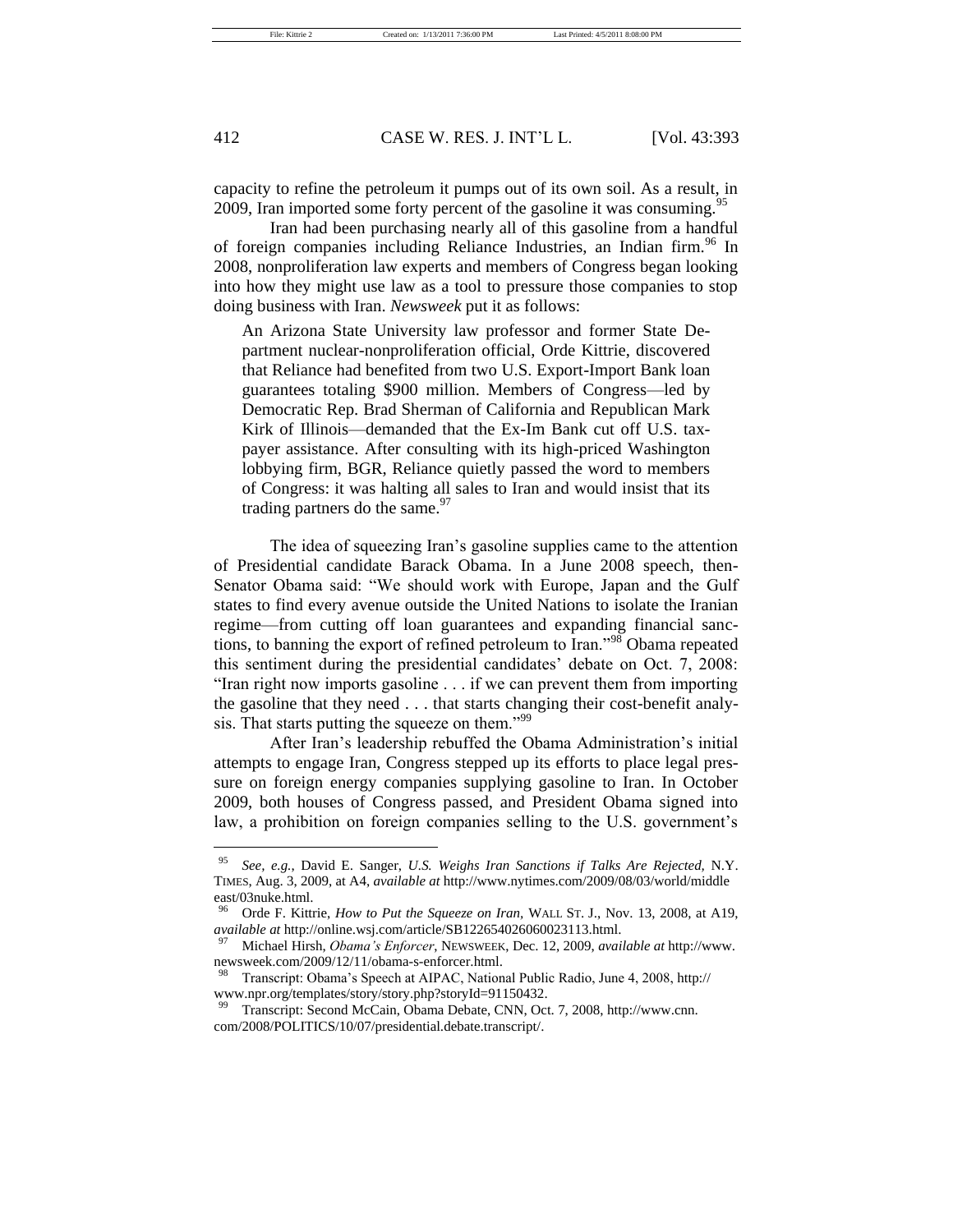capacity to refine the petroleum it pumps out of its own soil. As a result, in 2009, Iran imported some forty percent of the gasoline it was consuming.[95]

Iran had been purchasing nearly all of this gasoline from a handful of foreign companies including Reliance Industries, an Indian firm.[96] In 2008, nonproliferation law experts and members of Congress began looking into how they might use law as a tool to pressure those companies to stop doing business with Iran. *Newsweek* put it as follows:

> An Arizona State University law professor and former State Department nuclear-nonproliferation official, Orde Kittrie, discovered that Reliance had benefited from two U.S. Export-Import Bank loan guarantees totaling $900 million. Members of Congress—led by Democratic Rep. Brad Sherman of California and Republican Mark Kirk of Illinois—demanded that the Ex-Im Bank cut off U.S. taxpayer assistance. After consulting with its high-priced Washington lobbying firm, BGR, Reliance quietly passed the word to members of Congress: it was halting all sales to Iran and would insist that its trading partners do the same.[97]

The idea of squeezing Iran's gasoline supplies came to the attention of Presidential candidate Barack Obama. In a June 2008 speech, then-Senator Obama said: "We should work with Europe, Japan and the Gulf states to find every avenue outside the United Nations to isolate the Iranian regime—from cutting off loan guarantees and expanding financial sanctions, to banning the export of refined petroleum to Iran."[98] Obama repeated this sentiment during the presidential candidates' debate on Oct. 7, 2008: "Iran right now imports gasoline . . . if we can prevent them from importing the gasoline that they need . . . that starts changing their cost-benefit analysis. That starts putting the squeeze on them."[99]

After Iran's leadership rebuffed the Obama Administration's initial attempts to engage Iran, Congress stepped up its efforts to place legal pressure on foreign energy companies supplying gasoline to Iran. In October 2009, both houses of Congress passed, and President Obama signed into law, a prohibition on foreign companies selling to the U.S. government's

---

[95] *See, e.g.*, David E. Sanger, *U.S. Weighs Iran Sanctions if Talks Are Rejected*, N.Y. TIMES, Aug. 3, 2009, at A4, *available at* http://www.nytimes.com/2009/08/03/world/middleeast/03nuke.html.

[96] Orde F. Kittrie, *How to Put the Squeeze on Iran*, WALL ST. J., Nov. 13, 2008, at A19, *available at* http://online.wsj.com/article/SB122654026060023113.html.

[97] Michael Hirsh, *Obama's Enforcer*, NEWSWEEK, Dec. 12, 2009, *available at* http://www.newsweek.com/2009/12/11/obama-s-enforcer.html.

[98] Transcript: Obama's Speech at AIPAC, National Public Radio, June 4, 2008, http://www.npr.org/templates/story/story.php?storyId=91150432.

[99] Transcript: Second McCain, Obama Debate, CNN, Oct. 7, 2008, http://www.cnn.com/2008/POLITICS/10/07/presidential.debate.transcript/.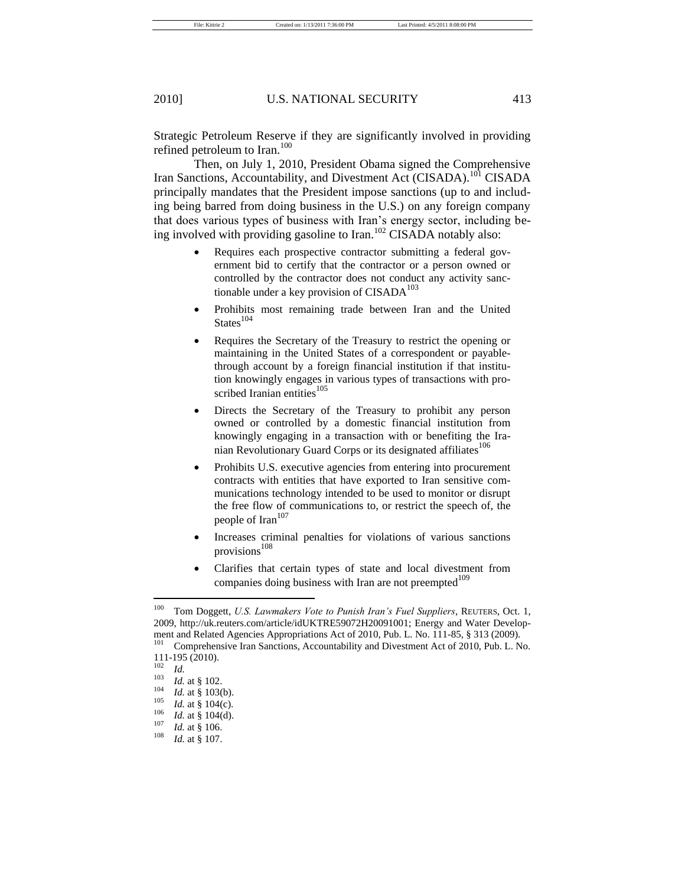Strategic Petroleum Reserve if they are significantly involved in providing refined petroleum to Iran.[100]

Then, on July 1, 2010, President Obama signed the Comprehensive Iran Sanctions, Accountability, and Divestment Act (CISADA).[101] CISADA principally mandates that the President impose sanctions (up to and including being barred from doing business in the U.S.) on any foreign company that does various types of business with Iran's energy sector, including being involved with providing gasoline to Iran.[102] CISADA notably also:

- Requires each prospective contractor submitting a federal government bid to certify that the contractor or a person owned or controlled by the contractor does not conduct any activity sanctionable under a key provision of CISADA[103]
- Prohibits most remaining trade between Iran and the United States[104]
- Requires the Secretary of the Treasury to restrict the opening or maintaining in the United States of a correspondent or payable-through account by a foreign financial institution if that institution knowingly engages in various types of transactions with proscribed Iranian entities[105]
- Directs the Secretary of the Treasury to prohibit any person owned or controlled by a domestic financial institution from knowingly engaging in a transaction with or benefiting the Iranian Revolutionary Guard Corps or its designated affiliates[106]
- Prohibits U.S. executive agencies from entering into procurement contracts with entities that have exported to Iran sensitive communications technology intended to be used to monitor or disrupt the free flow of communications to, or restrict the speech of, the people of Iran[107]
- Increases criminal penalties for violations of various sanctions provisions[108]
- Clarifies that certain types of state and local divestment from companies doing business with Iran are not preempted[109]

---

[100] Tom Doggett, *U.S. Lawmakers Vote to Punish Iran's Fuel Suppliers*, REUTERS, Oct. 1, 2009, http://uk.reuters.com/article/idUKTRE59072H20091001; Energy and Water Development and Related Agencies Appropriations Act of 2010, Pub. L. No. 111-85, § 313 (2009).

[101] Comprehensive Iran Sanctions, Accountability and Divestment Act of 2010, Pub. L. No. 111-195 (2010).

[102] *Id.*

[103] *Id.* at § 102.

[104] *Id.* at § 103(b).

[105] *Id.* at § 104(c).

[106] *Id.* at § 104(d).

[107] *Id.* at § 106.

[108] *Id.* at § 107.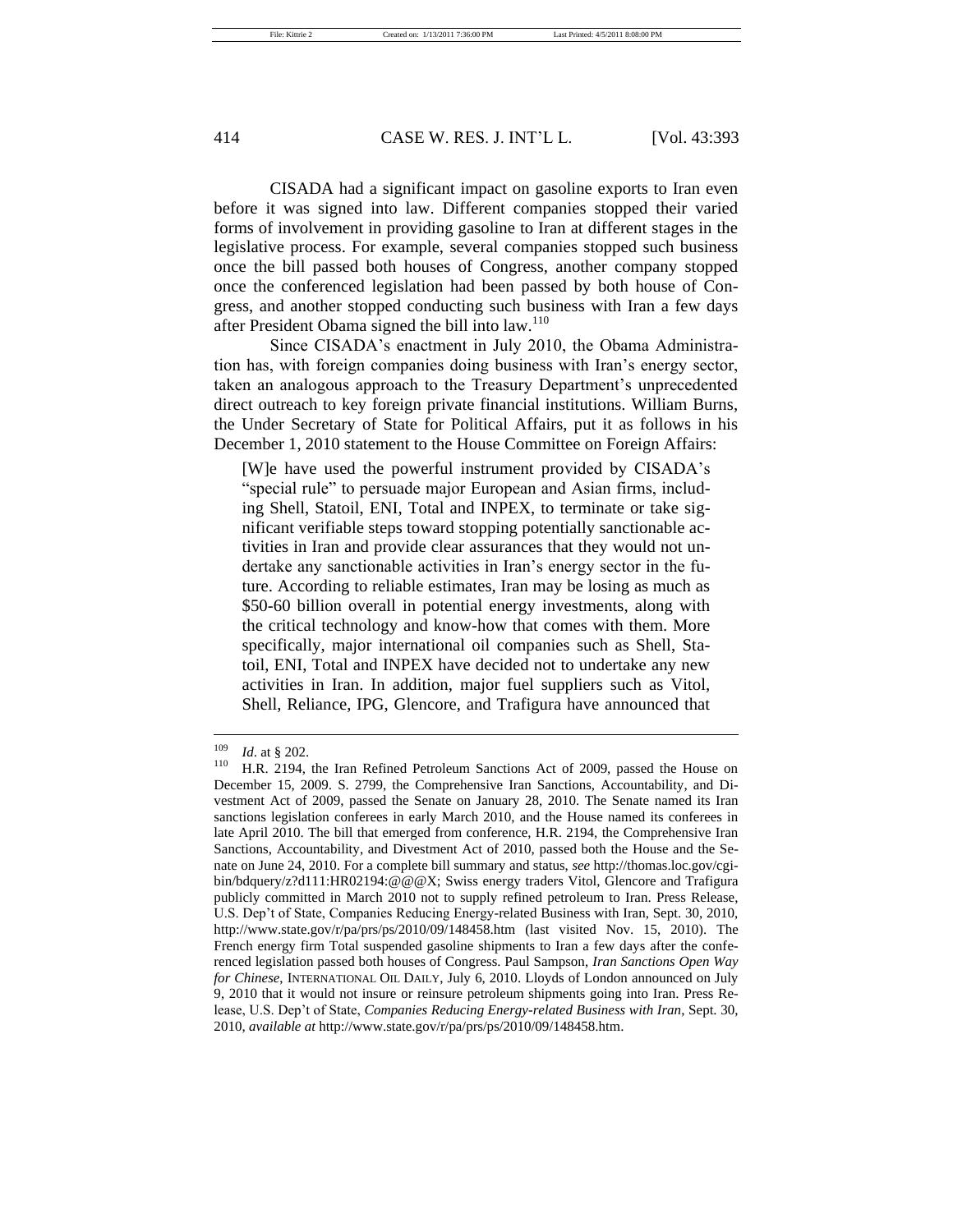CISADA had a significant impact on gasoline exports to Iran even before it was signed into law. Different companies stopped their varied forms of involvement in providing gasoline to Iran at different stages in the legislative process. For example, several companies stopped such business once the bill passed both houses of Congress, another company stopped once the conferenced legislation had been passed by both house of Congress, and another stopped conducting such business with Iran a few days after President Obama signed the bill into law.[110]

Since CISADA's enactment in July 2010, the Obama Administration has, with foreign companies doing business with Iran's energy sector, taken an analogous approach to the Treasury Department's unprecedented direct outreach to key foreign private financial institutions. William Burns, the Under Secretary of State for Political Affairs, put it as follows in his December 1, 2010 statement to the House Committee on Foreign Affairs:

> [W]e have used the powerful instrument provided by CISADA's "special rule" to persuade major European and Asian firms, including Shell, Statoil, ENI, Total and INPEX, to terminate or take significant verifiable steps toward stopping potentially sanctionable activities in Iran and provide clear assurances that they would not undertake any sanctionable activities in Iran's energy sector in the future. According to reliable estimates, Iran may be losing as much as $50-60 billion overall in potential energy investments, along with the critical technology and know-how that comes with them. More specifically, major international oil companies such as Shell, Statoil, ENI, Total and INPEX have decided not to undertake any new activities in Iran. In addition, major fuel suppliers such as Vitol, Shell, Reliance, IPG, Glencore, and Trafigura have announced that

---

[109] *Id*. at § 202.

[110] H.R. 2194, the Iran Refined Petroleum Sanctions Act of 2009, passed the House on December 15, 2009. S. 2799, the Comprehensive Iran Sanctions, Accountability, and Divestment Act of 2009, passed the Senate on January 28, 2010. The Senate named its Iran sanctions legislation conferees in early March 2010, and the House named its conferees in late April 2010. The bill that emerged from conference, H.R. 2194, the Comprehensive Iran Sanctions, Accountability, and Divestment Act of 2010, passed both the House and the Senate on June 24, 2010. For a complete bill summary and status, *see* http://thomas.loc.gov/cgi-bin/bdquery/z?d111:HR02194:@@@X; Swiss energy traders Vitol, Glencore and Trafigura publicly committed in March 2010 not to supply refined petroleum to Iran. Press Release, U.S. Dep't of State, Companies Reducing Energy-related Business with Iran, Sept. 30, 2010, http://www.state.gov/r/pa/prs/ps/2010/09/148458.htm (last visited Nov. 15, 2010). The French energy firm Total suspended gasoline shipments to Iran a few days after the conferenced legislation passed both houses of Congress. Paul Sampson, *Iran Sanctions Open Way for Chinese*, INTERNATIONAL OIL DAILY, July 6, 2010. Lloyds of London announced on July 9, 2010 that it would not insure or reinsure petroleum shipments going into Iran. Press Release, U.S. Dep't of State, *Companies Reducing Energy-related Business with Iran*, Sept. 30, 2010, *available at* http://www.state.gov/r/pa/prs/ps/2010/09/148458.htm.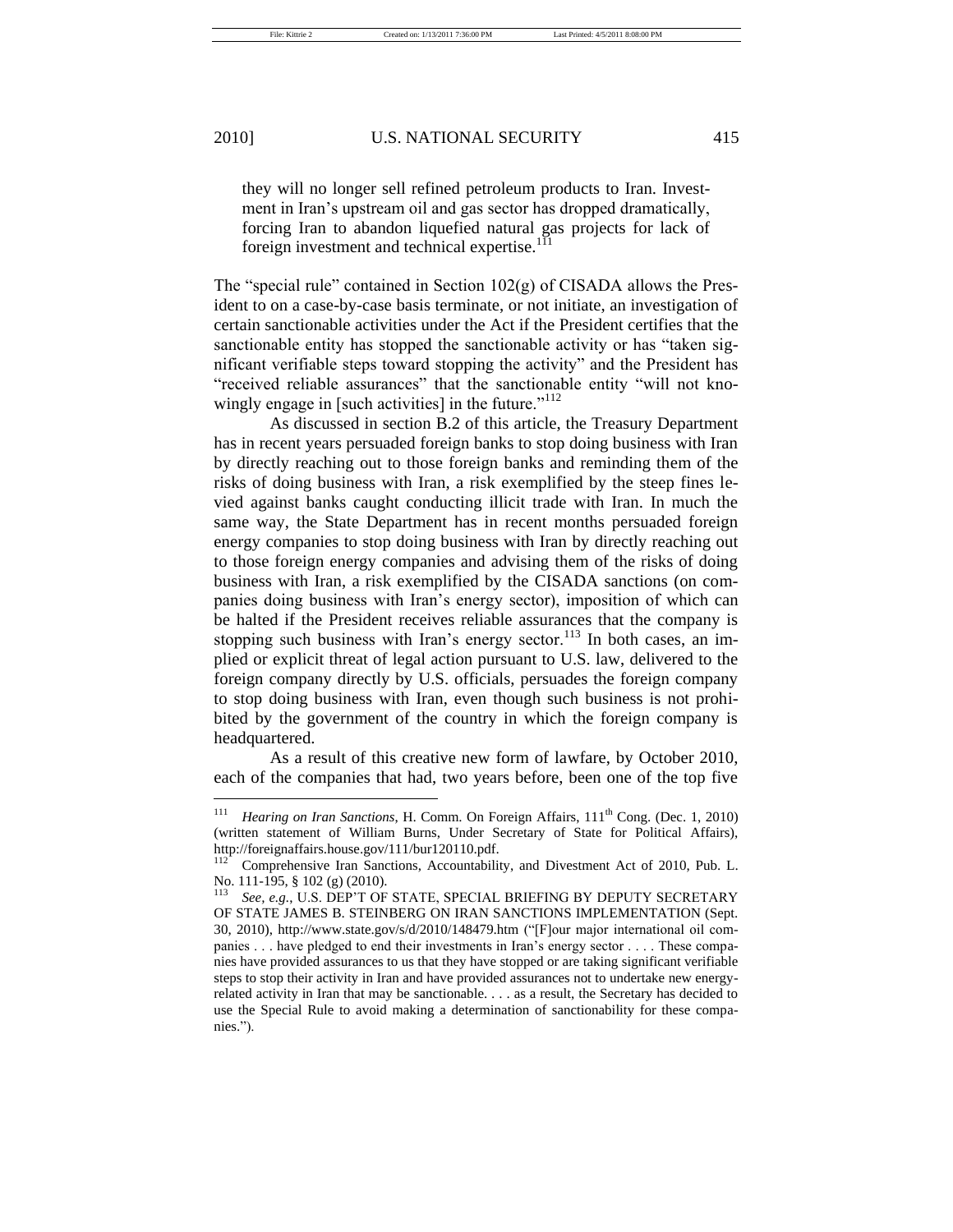> they will no longer sell refined petroleum products to Iran. Investment in Iran's upstream oil and gas sector has dropped dramatically, forcing Iran to abandon liquefied natural gas projects for lack of foreign investment and technical expertise.[111]

The "special rule" contained in Section 102(g) of CISADA allows the President to on a case-by-case basis terminate, or not initiate, an investigation of certain sanctionable activities under the Act if the President certifies that the sanctionable entity has stopped the sanctionable activity or has "taken significant verifiable steps toward stopping the activity" and the President has "received reliable assurances" that the sanctionable entity "will not knowingly engage in [such activities] in the future."[112]

As discussed in section B.2 of this article, the Treasury Department has in recent years persuaded foreign banks to stop doing business with Iran by directly reaching out to those foreign banks and reminding them of the risks of doing business with Iran, a risk exemplified by the steep fines levied against banks caught conducting illicit trade with Iran. In much the same way, the State Department has in recent months persuaded foreign energy companies to stop doing business with Iran by directly reaching out to those foreign energy companies and advising them of the risks of doing business with Iran, a risk exemplified by the CISADA sanctions (on companies doing business with Iran's energy sector), imposition of which can be halted if the President receives reliable assurances that the company is stopping such business with Iran's energy sector.[113] In both cases, an implied or explicit threat of legal action pursuant to U.S. law, delivered to the foreign company directly by U.S. officials, persuades the foreign company to stop doing business with Iran, even though such business is not prohibited by the government of the country in which the foreign company is headquartered.

As a result of this creative new form of lawfare, by October 2010, each of the companies that had, two years before, been one of the top five

---

[111] *Hearing on Iran Sanctions*, H. Comm. On Foreign Affairs, 111th Cong. (Dec. 1, 2010) (written statement of William Burns, Under Secretary of State for Political Affairs), http://foreignaffairs.house.gov/111/bur120110.pdf.

[112] Comprehensive Iran Sanctions, Accountability, and Divestment Act of 2010, Pub. L. No. 111-195, § 102 (g) (2010).

[113] *See, e.g.*, U.S. DEP'T OF STATE, SPECIAL BRIEFING BY DEPUTY SECRETARY OF STATE JAMES B. STEINBERG ON IRAN SANCTIONS IMPLEMENTATION (Sept. 30, 2010), http://www.state.gov/s/d/2010/148479.htm ("[F]our major international oil companies . . . have pledged to end their investments in Iran's energy sector . . . . These companies have provided assurances to us that they have stopped or are taking significant verifiable steps to stop their activity in Iran and have provided assurances not to undertake new energy-related activity in Iran that may be sanctionable. . . . as a result, the Secretary has decided to use the Special Rule to avoid making a determination of sanctionability for these companies.").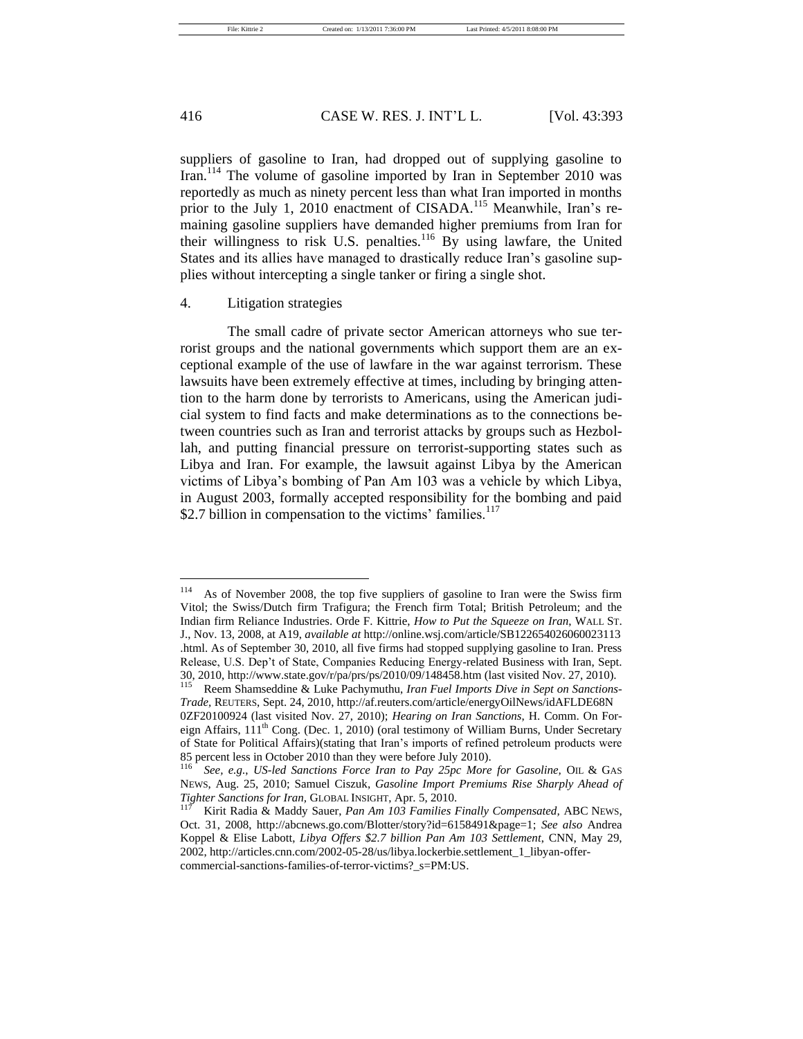suppliers of gasoline to Iran, had dropped out of supplying gasoline to Iran.[114] The volume of gasoline imported by Iran in September 2010 was reportedly as much as ninety percent less than what Iran imported in months prior to the July 1, 2010 enactment of CISADA.[115] Meanwhile, Iran's remaining gasoline suppliers have demanded higher premiums from Iran for their willingness to risk U.S. penalties.[116] By using lawfare, the United States and its allies have managed to drastically reduce Iran's gasoline supplies without intercepting a single tanker or firing a single shot.

4. Litigation strategies

The small cadre of private sector American attorneys who sue terrorist groups and the national governments which support them are an exceptional example of the use of lawfare in the war against terrorism. These lawsuits have been extremely effective at times, including by bringing attention to the harm done by terrorists to Americans, using the American judicial system to find facts and make determinations as to the connections between countries such as Iran and terrorist attacks by groups such as Hezbollah, and putting financial pressure on terrorist-supporting states such as Libya and Iran. For example, the lawsuit against Libya by the American victims of Libya's bombing of Pan Am 103 was a vehicle by which Libya, in August 2003, formally accepted responsibility for the bombing and paid $2.7 billion in compensation to the victims' families.[117]

---

[114] As of November 2008, the top five suppliers of gasoline to Iran were the Swiss firm Vitol; the Swiss/Dutch firm Trafigura; the French firm Total; British Petroleum; and the Indian firm Reliance Industries. Orde F. Kittrie, *How to Put the Squeeze on Iran*, WALL ST. J., Nov. 13, 2008, at A19, *available at* http://online.wsj.com/article/SB122654026060023113.html. As of September 30, 2010, all five firms had stopped supplying gasoline to Iran. Press Release, U.S. Dep't of State, Companies Reducing Energy-related Business with Iran, Sept. 30, 2010, http://www.state.gov/r/pa/prs/ps/2010/09/148458.htm (last visited Nov. 27, 2010).

[115] Reem Shamseddine & Luke Pachymuthu, *Iran Fuel Imports Dive in Sept on Sanctions-Trade*, REUTERS, Sept. 24, 2010, http://af.reuters.com/article/energyOilNews/idAFLDE68N0ZF20100924 (last visited Nov. 27, 2010); *Hearing on Iran Sanctions*, H. Comm. On Foreign Affairs, 111th Cong. (Dec. 1, 2010) (oral testimony of William Burns, Under Secretary of State for Political Affairs)(stating that Iran's imports of refined petroleum products were 85 percent less in October 2010 than they were before July 2010).

[116] *See, e.g.*, *US-led Sanctions Force Iran to Pay 25pc More for Gasoline*, OIL & GAS NEWS, Aug. 25, 2010; Samuel Ciszuk, *Gasoline Import Premiums Rise Sharply Ahead of Tighter Sanctions for Iran*, GLOBAL INSIGHT, Apr. 5, 2010.

[117] Kirit Radia & Maddy Sauer, *Pan Am 103 Families Finally Compensated*, ABC NEWS, Oct. 31, 2008, http://abcnews.go.com/Blotter/story?id=6158491&page=1; *See also* Andrea Koppel & Elise Labott, *Libya Offers $2.7 billion Pan Am 103 Settlement*, CNN, May 29, 2002, http://articles.cnn.com/2002-05-28/us/libya.lockerbie.settlement_1_libyan-offer-commercial-sanctions-families-of-terror-victims?_s=PM:US.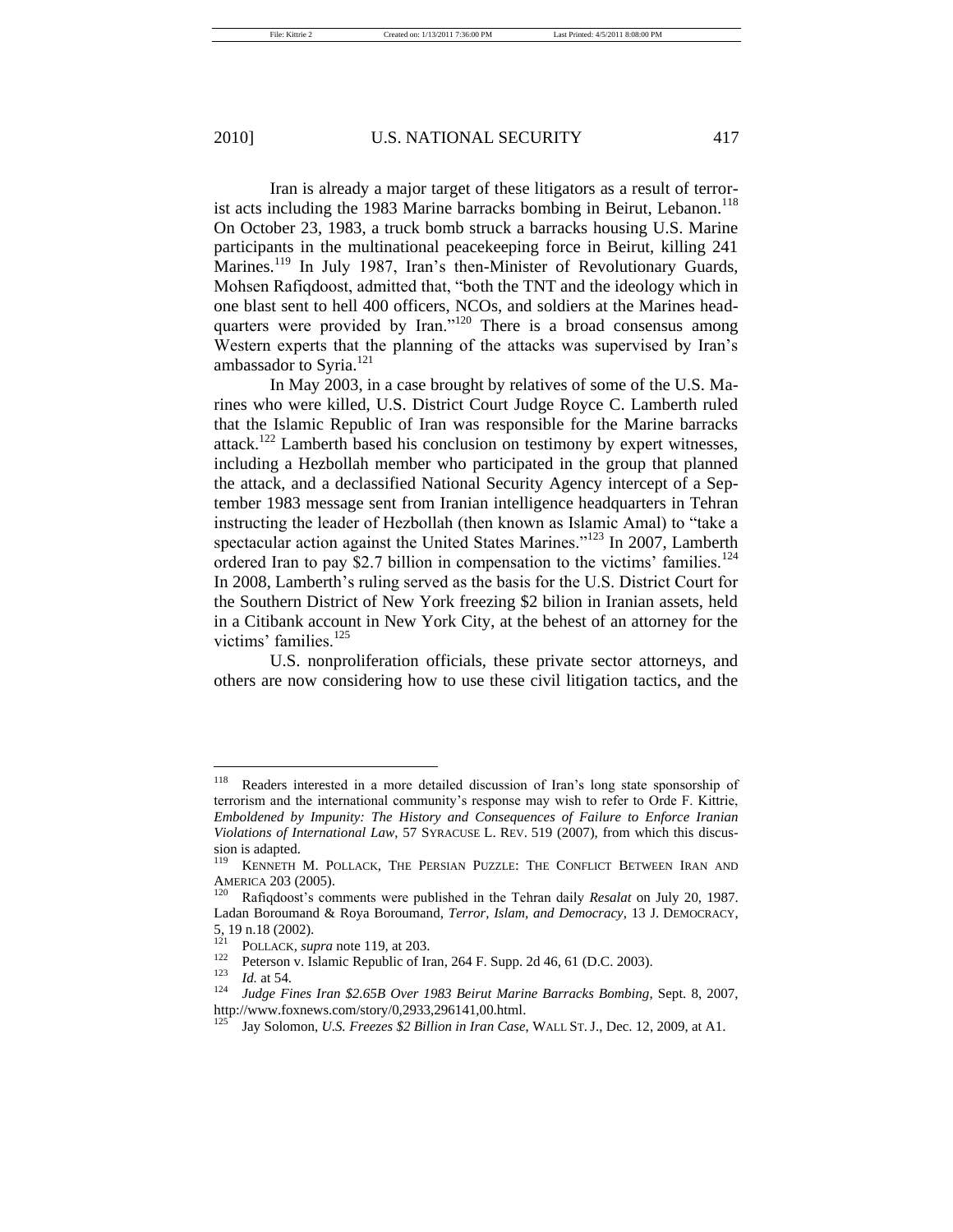Iran is already a major target of these litigators as a result of terrorist acts including the 1983 Marine barracks bombing in Beirut, Lebanon.[118] On October 23, 1983, a truck bomb struck a barracks housing U.S. Marine participants in the multinational peacekeeping force in Beirut, killing 241 Marines.[119] In July 1987, Iran's then-Minister of Revolutionary Guards, Mohsen Rafiqdoost, admitted that, "both the TNT and the ideology which in one blast sent to hell 400 officers, NCOs, and soldiers at the Marines headquarters were provided by Iran."[120] There is a broad consensus among Western experts that the planning of the attacks was supervised by Iran's ambassador to Syria.[121]

In May 2003, in a case brought by relatives of some of the U.S. Marines who were killed, U.S. District Court Judge Royce C. Lamberth ruled that the Islamic Republic of Iran was responsible for the Marine barracks attack.[122] Lamberth based his conclusion on testimony by expert witnesses, including a Hezbollah member who participated in the group that planned the attack, and a declassified National Security Agency intercept of a September 1983 message sent from Iranian intelligence headquarters in Tehran instructing the leader of Hezbollah (then known as Islamic Amal) to "take a spectacular action against the United States Marines."[123] In 2007, Lamberth ordered Iran to pay $2.7 billion in compensation to the victims' families.[124] In 2008, Lamberth's ruling served as the basis for the U.S. District Court for the Southern District of New York freezing $2 bilion in Iranian assets, held in a Citibank account in New York City, at the behest of an attorney for the victims' families.[125]

U.S. nonproliferation officials, these private sector attorneys, and others are now considering how to use these civil litigation tactics, and the

---

[118] Readers interested in a more detailed discussion of Iran's long state sponsorship of terrorism and the international community's response may wish to refer to Orde F. Kittrie, *Emboldened by Impunity: The History and Consequences of Failure to Enforce Iranian Violations of International Law*, 57 SYRACUSE L. REV. 519 (2007), from which this discussion is adapted.

[119] KENNETH M. POLLACK, THE PERSIAN PUZZLE: THE CONFLICT BETWEEN IRAN AND AMERICA 203 (2005).

[120] Rafiqdoost's comments were published in the Tehran daily *Resalat* on July 20, 1987. Ladan Boroumand & Roya Boroumand, *Terror, Islam, and Democracy*, 13 J. DEMOCRACY, 5, 19 n.18 (2002).

[121] POLLACK, *supra* note 119, at 203.

[122] Peterson v. Islamic Republic of Iran, 264 F. Supp. 2d 46, 61 (D.C. 2003).

[123] *Id.* at 54.

[124] *Judge Fines Iran $2.65B Over 1983 Beirut Marine Barracks Bombing*, Sept. 8, 2007, http://www.foxnews.com/story/0,2933,296141,00.html.

[125] Jay Solomon, *U.S. Freezes $2 Billion in Iran Case*, WALL ST. J., Dec. 12, 2009, at A1.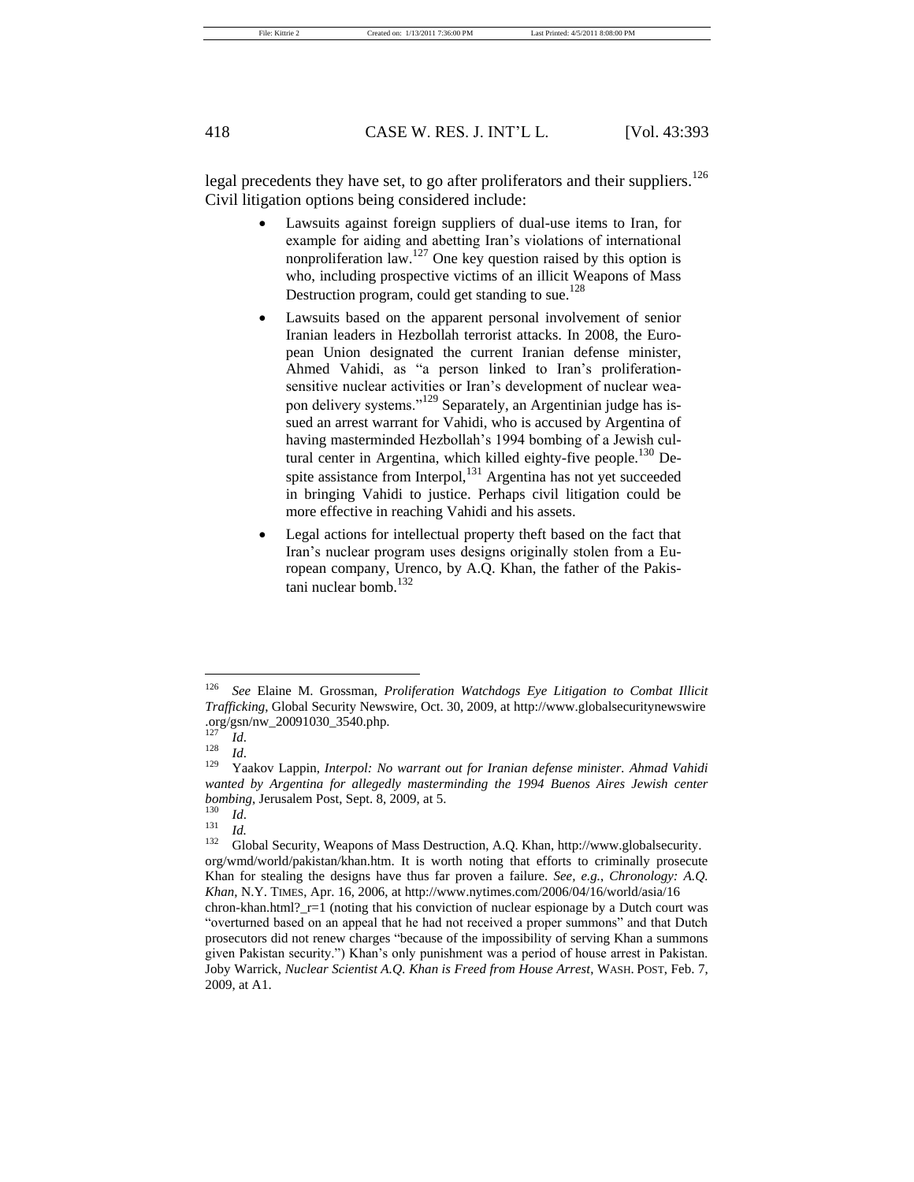legal precedents they have set, to go after proliferators and their suppliers.[126] Civil litigation options being considered include:

- Lawsuits against foreign suppliers of dual-use items to Iran, for example for aiding and abetting Iran's violations of international nonproliferation law.[127] One key question raised by this option is who, including prospective victims of an illicit Weapons of Mass Destruction program, could get standing to sue.[128]
- Lawsuits based on the apparent personal involvement of senior Iranian leaders in Hezbollah terrorist attacks. In 2008, the European Union designated the current Iranian defense minister, Ahmed Vahidi, as "a person linked to Iran's proliferation-sensitive nuclear activities or Iran's development of nuclear weapon delivery systems."[129] Separately, an Argentinian judge has issued an arrest warrant for Vahidi, who is accused by Argentina of having masterminded Hezbollah's 1994 bombing of a Jewish cultural center in Argentina, which killed eighty-five people.[130] Despite assistance from Interpol,[131] Argentina has not yet succeeded in bringing Vahidi to justice. Perhaps civil litigation could be more effective in reaching Vahidi and his assets.
- Legal actions for intellectual property theft based on the fact that Iran's nuclear program uses designs originally stolen from a European company, Urenco, by A.Q. Khan, the father of the Pakistani nuclear bomb.[132]

---

[126] *See* Elaine M. Grossman, *Proliferation Watchdogs Eye Litigation to Combat Illicit Trafficking*, Global Security Newswire, Oct. 30, 2009, at http://www.globalsecuritynewswire.org/gsn/nw_20091030_3540.php.

[127] *Id*.

[128] *Id*.

[129] Yaakov Lappin, *Interpol: No warrant out for Iranian defense minister. Ahmad Vahidi wanted by Argentina for allegedly masterminding the 1994 Buenos Aires Jewish center bombing*, Jerusalem Post, Sept. 8, 2009, at 5.

[130] *Id*.

[131] *Id.*

[132] Global Security, Weapons of Mass Destruction, A.Q. Khan, http://www.globalsecurity.org/wmd/world/pakistan/khan.htm. It is worth noting that efforts to criminally prosecute Khan for stealing the designs have thus far proven a failure. *See, e.g.*, *Chronology: A.Q. Khan*, N.Y. TIMES, Apr. 16, 2006, at http://www.nytimes.com/2006/04/16/world/asia/16chron-khan.html?_r=1 (noting that his conviction of nuclear espionage by a Dutch court was "overturned based on an appeal that he had not received a proper summons" and that Dutch prosecutors did not renew charges "because of the impossibility of serving Khan a summons given Pakistan security.") Khan's only punishment was a period of house arrest in Pakistan. Joby Warrick, *Nuclear Scientist A.Q. Khan is Freed from House Arrest*, WASH. POST, Feb. 7, 2009, at A1.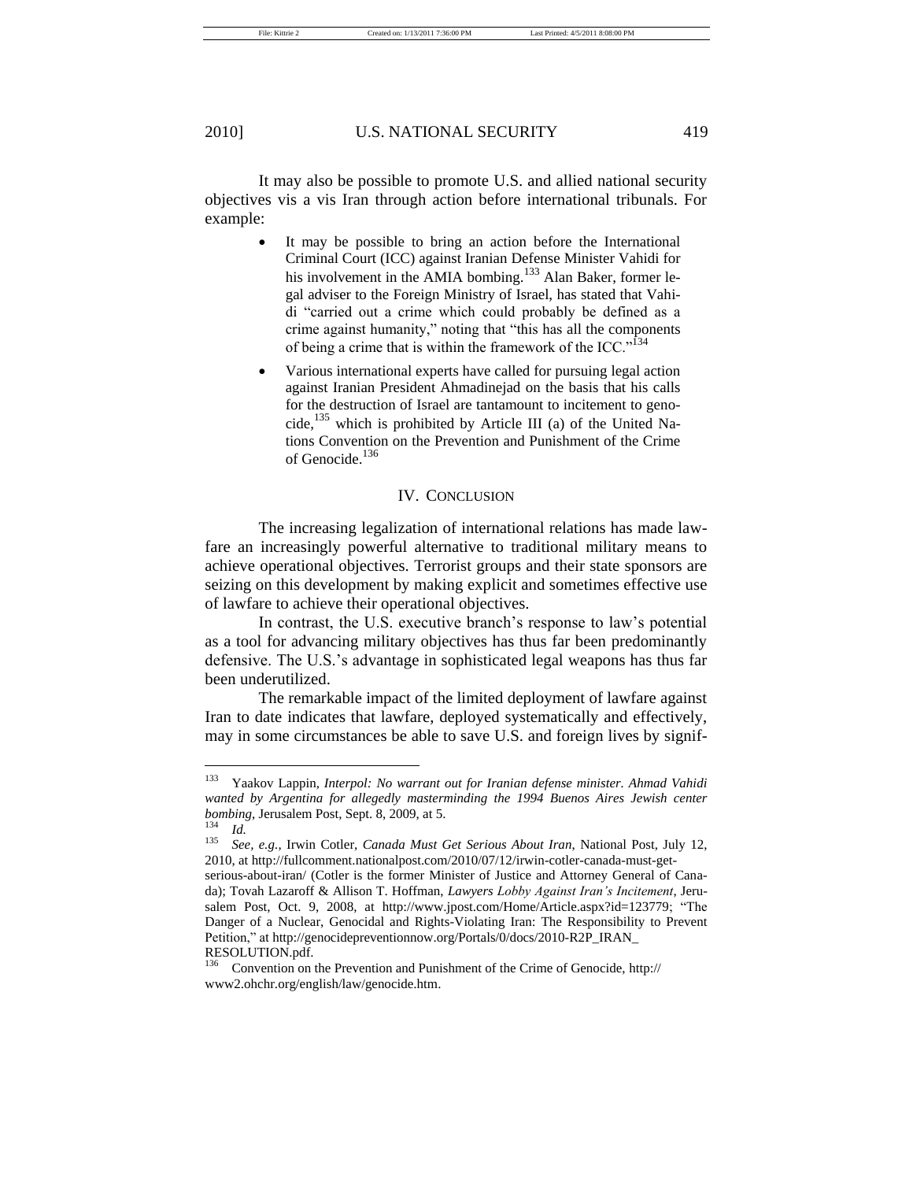It may also be possible to promote U.S. and allied national security objectives vis a vis Iran through action before international tribunals. For example:

- It may be possible to bring an action before the International Criminal Court (ICC) against Iranian Defense Minister Vahidi for his involvement in the AMIA bombing.[133] Alan Baker, former legal adviser to the Foreign Ministry of Israel, has stated that Vahidi "carried out a crime which could probably be defined as a crime against humanity," noting that "this has all the components of being a crime that is within the framework of the ICC."[134]
- Various international experts have called for pursuing legal action against Iranian President Ahmadinejad on the basis that his calls for the destruction of Israel are tantamount to incitement to genocide,[135] which is prohibited by Article III (a) of the United Nations Convention on the Prevention and Punishment of the Crime of Genocide.[136]

## IV. Conclusion

The increasing legalization of international relations has made lawfare an increasingly powerful alternative to traditional military means to achieve operational objectives. Terrorist groups and their state sponsors are seizing on this development by making explicit and sometimes effective use of lawfare to achieve their operational objectives.

In contrast, the U.S. executive branch's response to law's potential as a tool for advancing military objectives has thus far been predominantly defensive. The U.S.'s advantage in sophisticated legal weapons has thus far been underutilized.

The remarkable impact of the limited deployment of lawfare against Iran to date indicates that lawfare, deployed systematically and effectively, may in some circumstances be able to save U.S. and foreign lives by signif-

---

[133] Yaakov Lappin, *Interpol: No warrant out for Iranian defense minister. Ahmad Vahidi wanted by Argentina for allegedly masterminding the 1994 Buenos Aires Jewish center bombing*, Jerusalem Post, Sept. 8, 2009, at 5.

[134] *Id.*

[135] *See, e.g.*, Irwin Cotler, *Canada Must Get Serious About Iran*, National Post, July 12, 2010, at http://fullcomment.nationalpost.com/2010/07/12/irwin-cotler-canada-must-get-serious-about-iran/ (Cotler is the former Minister of Justice and Attorney General of Canada); Tovah Lazaroff & Allison T. Hoffman, *Lawyers Lobby Against Iran's Incitement*, Jerusalem Post, Oct. 9, 2008, at http://www.jpost.com/Home/Article.aspx?id=123779; "The Danger of a Nuclear, Genocidal and Rights-Violating Iran: The Responsibility to Prevent Petition," at http://genocidepreventionnow.org/Portals/0/docs/2010-R2P_IRAN_RESOLUTION.pdf.

[136] Convention on the Prevention and Punishment of the Crime of Genocide, http://www2.ohchr.org/english/law/genocide.htm.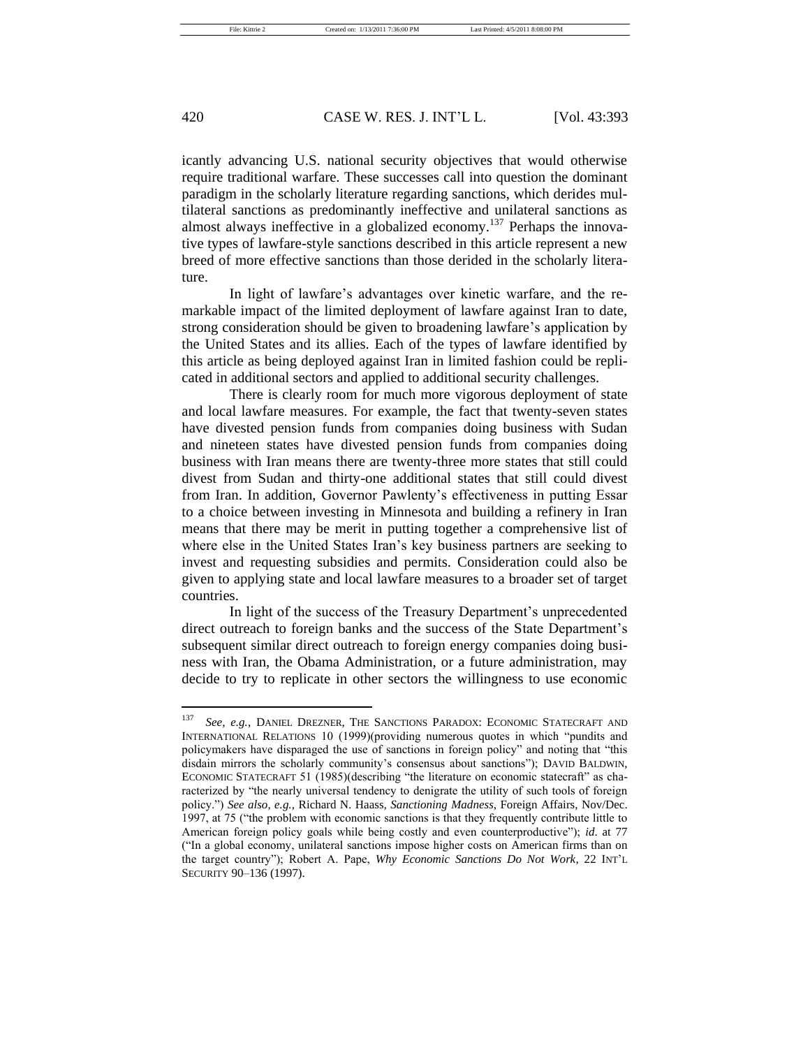icantly advancing U.S. national security objectives that would otherwise require traditional warfare. These successes call into question the dominant paradigm in the scholarly literature regarding sanctions, which derides multilateral sanctions as predominantly ineffective and unilateral sanctions as almost always ineffective in a globalized economy.[137] Perhaps the innovative types of lawfare-style sanctions described in this article represent a new breed of more effective sanctions than those derided in the scholarly literature.

In light of lawfare's advantages over kinetic warfare, and the remarkable impact of the limited deployment of lawfare against Iran to date, strong consideration should be given to broadening lawfare's application by the United States and its allies. Each of the types of lawfare identified by this article as being deployed against Iran in limited fashion could be replicated in additional sectors and applied to additional security challenges.

There is clearly room for much more vigorous deployment of state and local lawfare measures. For example, the fact that twenty-seven states have divested pension funds from companies doing business with Sudan and nineteen states have divested pension funds from companies doing business with Iran means there are twenty-three more states that still could divest from Sudan and thirty-one additional states that still could divest from Iran. In addition, Governor Pawlenty's effectiveness in putting Essar to a choice between investing in Minnesota and building a refinery in Iran means that there may be merit in putting together a comprehensive list of where else in the United States Iran's key business partners are seeking to invest and requesting subsidies and permits. Consideration could also be given to applying state and local lawfare measures to a broader set of target countries.

In light of the success of the Treasury Department's unprecedented direct outreach to foreign banks and the success of the State Department's subsequent similar direct outreach to foreign energy companies doing business with Iran, the Obama Administration, or a future administration, may decide to try to replicate in other sectors the willingness to use economic

---

[137] *See, e.g.*, DANIEL DREZNER, THE SANCTIONS PARADOX: ECONOMIC STATECRAFT AND INTERNATIONAL RELATIONS 10 (1999)(providing numerous quotes in which "pundits and policymakers have disparaged the use of sanctions in foreign policy" and noting that "this disdain mirrors the scholarly community's consensus about sanctions"); DAVID BALDWIN, ECONOMIC STATECRAFT 51 (1985)(describing "the literature on economic statecraft" as characterized by "the nearly universal tendency to denigrate the utility of such tools of foreign policy.") *See also, e.g.*, Richard N. Haass, *Sanctioning Madness*, Foreign Affairs, Nov/Dec. 1997, at 75 ("the problem with economic sanctions is that they frequently contribute little to American foreign policy goals while being costly and even counterproductive"); *id*. at 77 ("In a global economy, unilateral sanctions impose higher costs on American firms than on the target country"); Robert A. Pape, *Why Economic Sanctions Do Not Work*, 22 INT'L SECURITY 90–136 (1997).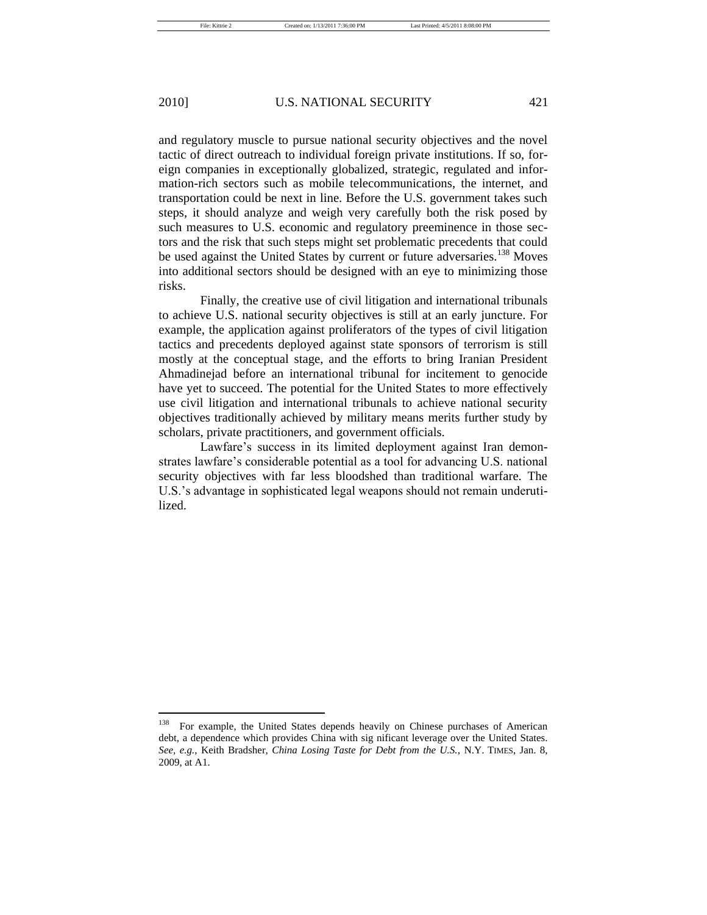and regulatory muscle to pursue national security objectives and the novel tactic of direct outreach to individual foreign private institutions. If so, foreign companies in exceptionally globalized, strategic, regulated and information-rich sectors such as mobile telecommunications, the internet, and transportation could be next in line. Before the U.S. government takes such steps, it should analyze and weigh very carefully both the risk posed by such measures to U.S. economic and regulatory preeminence in those sectors and the risk that such steps might set problematic precedents that could be used against the United States by current or future adversaries.[138] Moves into additional sectors should be designed with an eye to minimizing those risks.

Finally, the creative use of civil litigation and international tribunals to achieve U.S. national security objectives is still at an early juncture. For example, the application against proliferators of the types of civil litigation tactics and precedents deployed against state sponsors of terrorism is still mostly at the conceptual stage, and the efforts to bring Iranian President Ahmadinejad before an international tribunal for incitement to genocide have yet to succeed. The potential for the United States to more effectively use civil litigation and international tribunals to achieve national security objectives traditionally achieved by military means merits further study by scholars, private practitioners, and government officials.

Lawfare's success in its limited deployment against Iran demonstrates lawfare's considerable potential as a tool for advancing U.S. national security objectives with far less bloodshed than traditional warfare. The U.S.'s advantage in sophisticated legal weapons should not remain underutilized.

---

[138] For example, the United States depends heavily on Chinese purchases of American debt, a dependence which provides China with sig nificant leverage over the United States. *See, e.g.*, Keith Bradsher, *China Losing Taste for Debt from the U.S.*, N.Y. TIMES, Jan. 8, 2009, at A1.